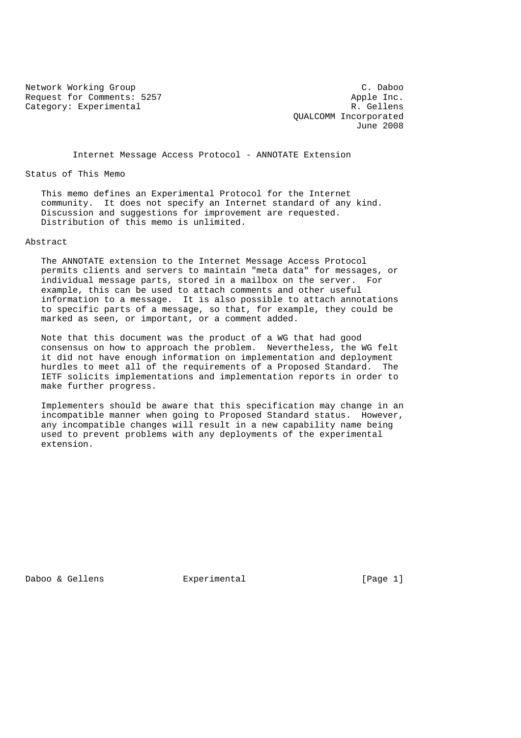Network Working Group C. Daboo
Request for Comments: 5257 Apple Inc.
Category: Experimental R. Gellens
QUALCOMM Incorporated
June 2008

# Internet Message Access Protocol - ANNOTATE Extension

## Status of This Memo

This memo defines an Experimental Protocol for the Internet community. It does not specify an Internet standard of any kind. Discussion and suggestions for improvement are requested. Distribution of this memo is unlimited.

## Abstract

The ANNOTATE extension to the Internet Message Access Protocol permits clients and servers to maintain "meta data" for messages, or individual message parts, stored in a mailbox on the server. For example, this can be used to attach comments and other useful information to a message. It is also possible to attach annotations to specific parts of a message, so that, for example, they could be marked as seen, or important, or a comment added.

Note that this document was the product of a WG that had good consensus on how to approach the problem. Nevertheless, the WG felt it did not have enough information on implementation and deployment hurdles to meet all of the requirements of a Proposed Standard. The IETF solicits implementations and implementation reports in order to make further progress.

Implementers should be aware that this specification may change in an incompatible manner when going to Proposed Standard status. However, any incompatible changes will result in a new capability name being used to prevent problems with any deployments of the experimental extension.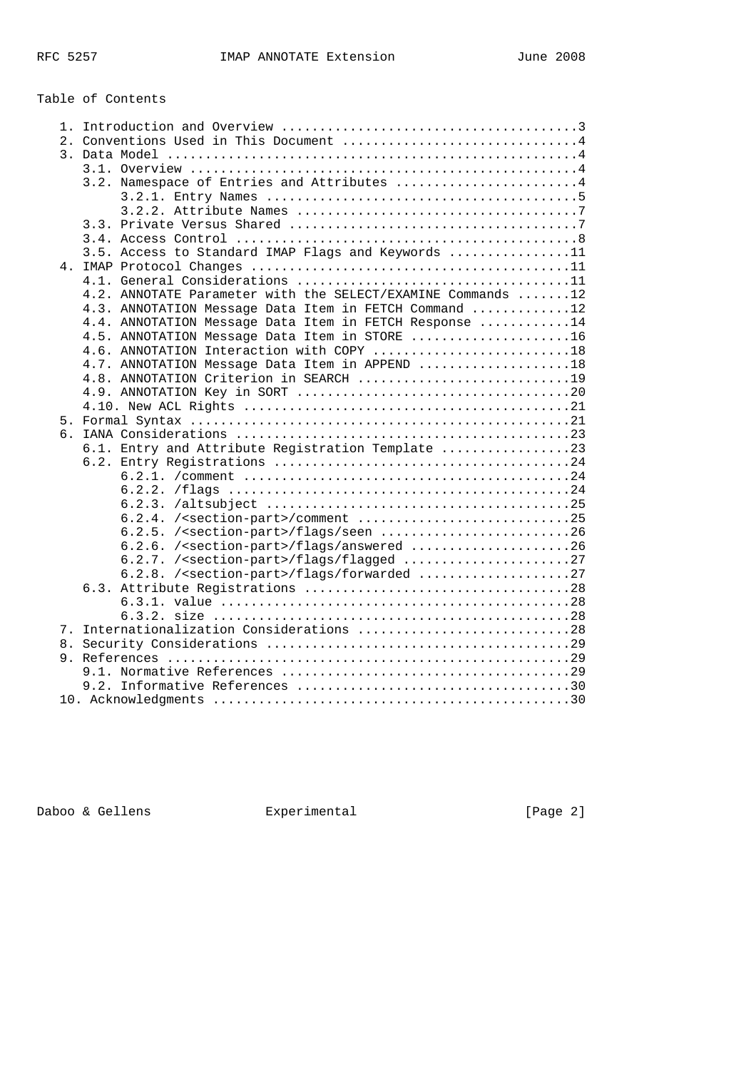Table of Contents

```
   1. Introduction and Overview ......................................3
   2. Conventions Used in This Document ..............................4
   3. Data Model .....................................................4
      3.1. Overview ..................................................4
      3.2. Namespace of Entries and Attributes .......................4
           3.2.1. Entry Names ........................................5
           3.2.2. Attribute Names ....................................7
      3.3. Private Versus Shared .....................................7
      3.4. Access Control ............................................8
      3.5. Access to Standard IMAP Flags and Keywords ...............11
   4. IMAP Protocol Changes .........................................11
      4.1. General Considerations ...................................11
      4.2. ANNOTATE Parameter with the SELECT/EXAMINE Commands .......12
      4.3. ANNOTATION Message Data Item in FETCH Command ............12
      4.4. ANNOTATION Message Data Item in FETCH Response ...........14
      4.5. ANNOTATION Message Data Item in STORE ....................16
      4.6. ANNOTATION Interaction with COPY .........................18
      4.7. ANNOTATION Message Data Item in APPEND ...................18
      4.8. ANNOTATION Criterion in SEARCH ...........................19
      4.9. ANNOTATION Key in SORT ...................................20
      4.10. New ACL Rights ..........................................21
   5. Formal Syntax .................................................21
   6. IANA Considerations ...........................................23
      6.1. Entry and Attribute Registration Template ................23
      6.2. Entry Registrations ......................................24
           6.2.1. /comment ..........................................24
           6.2.2. /flags ............................................24
           6.2.3. /altsubject .......................................25
           6.2.4. /<section-part>/comment ...........................25
           6.2.5. /<section-part>/flags/seen ........................26
           6.2.6. /<section-part>/flags/answered ....................26
           6.2.7. /<section-part>/flags/flagged .....................27
           6.2.8. /<section-part>/flags/forwarded ...................27
      6.3. Attribute Registrations ..................................28
           6.3.1. value .............................................28
           6.3.2. size ..............................................28
   7. Internationalization Considerations ...........................28
   8. Security Considerations .......................................29
   9. References ....................................................29
      9.1. Normative References .....................................29
      9.2. Informative References ...................................30
   10. Acknowledgments ..............................................30
```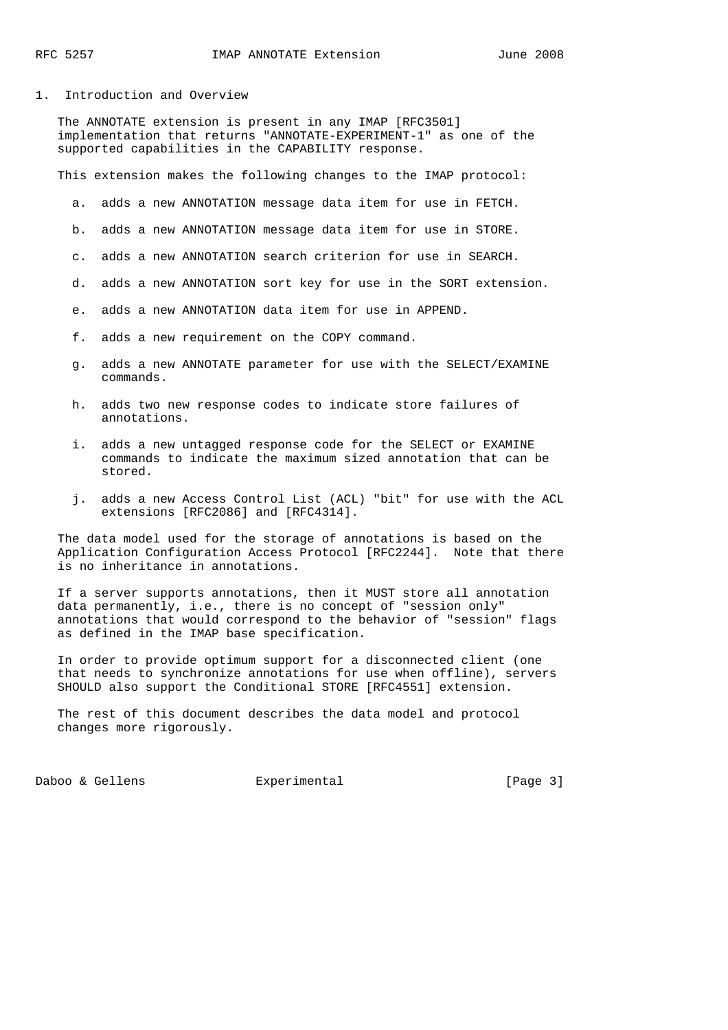## 1. Introduction and Overview

The ANNOTATE extension is present in any IMAP [RFC3501] implementation that returns "ANNOTATE-EXPERIMENT-1" as one of the supported capabilities in the CAPABILITY response.

This extension makes the following changes to the IMAP protocol:

a. adds a new ANNOTATION message data item for use in FETCH.

b. adds a new ANNOTATION message data item for use in STORE.

c. adds a new ANNOTATION search criterion for use in SEARCH.

d. adds a new ANNOTATION sort key for use in the SORT extension.

e. adds a new ANNOTATION data item for use in APPEND.

f. adds a new requirement on the COPY command.

g. adds a new ANNOTATE parameter for use with the SELECT/EXAMINE commands.

h. adds two new response codes to indicate store failures of annotations.

i. adds a new untagged response code for the SELECT or EXAMINE commands to indicate the maximum sized annotation that can be stored.

j. adds a new Access Control List (ACL) "bit" for use with the ACL extensions [RFC2086] and [RFC4314].

The data model used for the storage of annotations is based on the Application Configuration Access Protocol [RFC2244]. Note that there is no inheritance in annotations.

If a server supports annotations, then it MUST store all annotation data permanently, i.e., there is no concept of "session only" annotations that would correspond to the behavior of "session" flags as defined in the IMAP base specification.

In order to provide optimum support for a disconnected client (one that needs to synchronize annotations for use when offline), servers SHOULD also support the Conditional STORE [RFC4551] extension.

The rest of this document describes the data model and protocol changes more rigorously.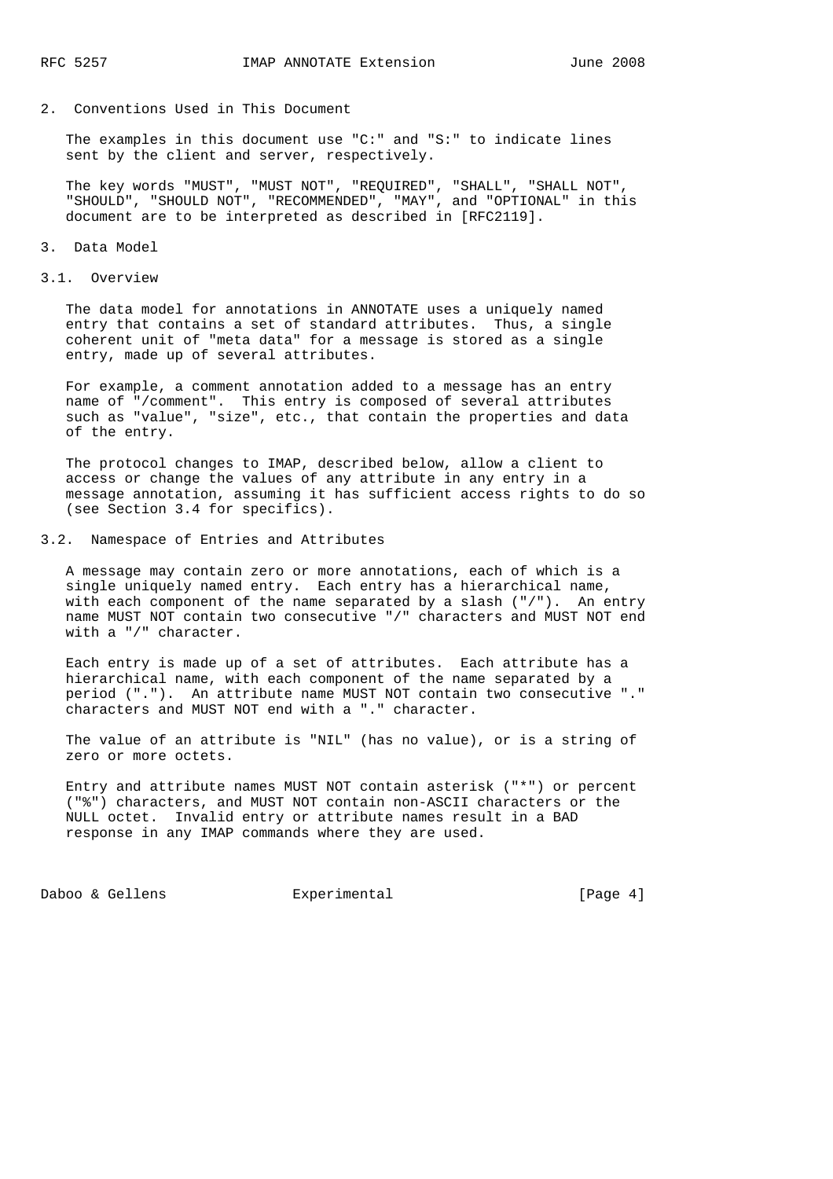## 2. Conventions Used in This Document

The examples in this document use "C:" and "S:" to indicate lines sent by the client and server, respectively.

The key words "MUST", "MUST NOT", "REQUIRED", "SHALL", "SHALL NOT", "SHOULD", "SHOULD NOT", "RECOMMENDED", "MAY", and "OPTIONAL" in this document are to be interpreted as described in [RFC2119].

## 3. Data Model

### 3.1. Overview

The data model for annotations in ANNOTATE uses a uniquely named entry that contains a set of standard attributes. Thus, a single coherent unit of "meta data" for a message is stored as a single entry, made up of several attributes.

For example, a comment annotation added to a message has an entry name of "/comment". This entry is composed of several attributes such as "value", "size", etc., that contain the properties and data of the entry.

The protocol changes to IMAP, described below, allow a client to access or change the values of any attribute in any entry in a message annotation, assuming it has sufficient access rights to do so (see Section 3.4 for specifics).

### 3.2. Namespace of Entries and Attributes

A message may contain zero or more annotations, each of which is a single uniquely named entry. Each entry has a hierarchical name, with each component of the name separated by a slash ("/"). An entry name MUST NOT contain two consecutive "/" characters and MUST NOT end with a "/" character.

Each entry is made up of a set of attributes. Each attribute has a hierarchical name, with each component of the name separated by a period ("."). An attribute name MUST NOT contain two consecutive "." characters and MUST NOT end with a "." character.

The value of an attribute is "NIL" (has no value), or is a string of zero or more octets.

Entry and attribute names MUST NOT contain asterisk ("*") or percent ("%") characters, and MUST NOT contain non-ASCII characters or the NULL octet. Invalid entry or attribute names result in a BAD response in any IMAP commands where they are used.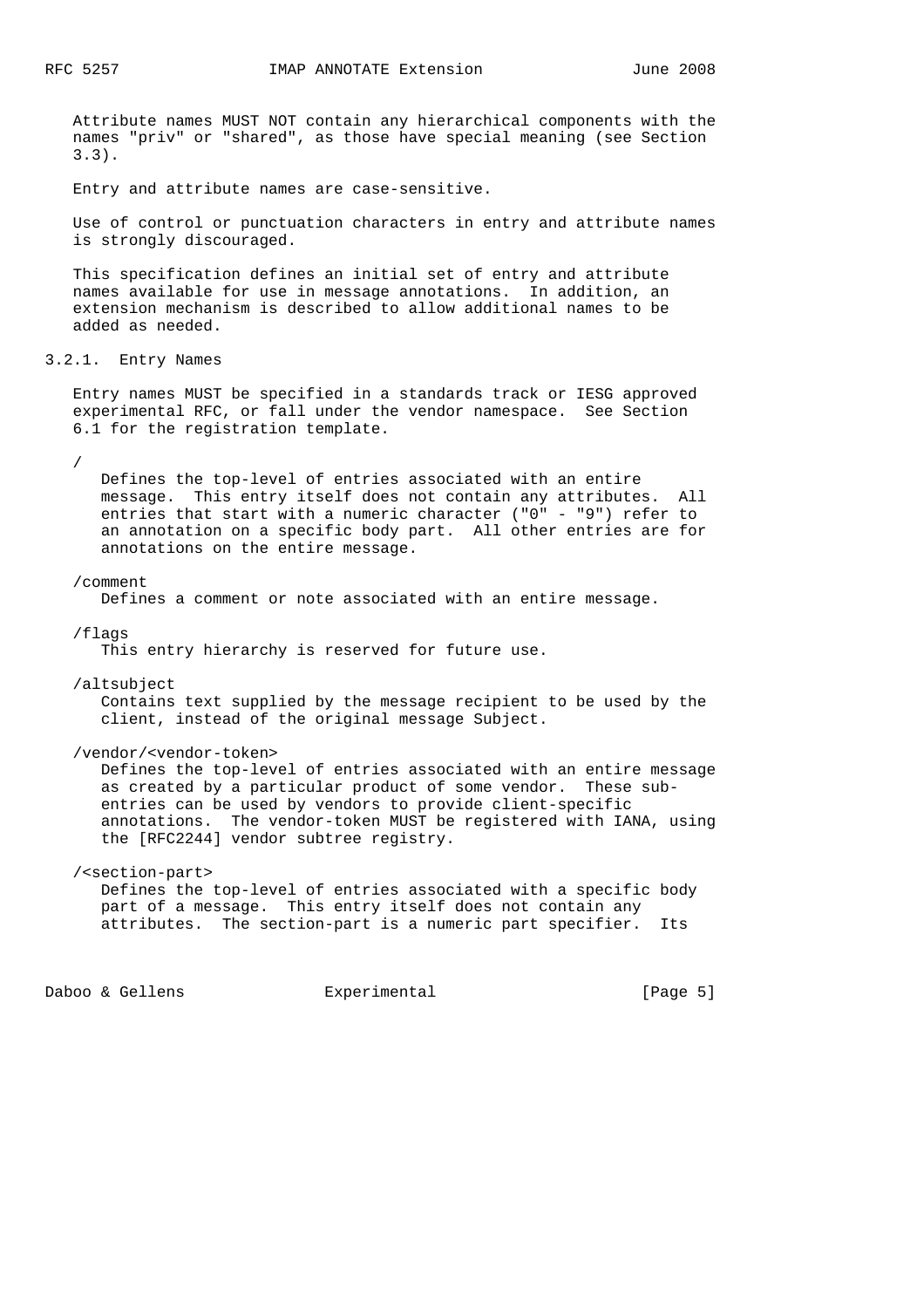Attribute names MUST NOT contain any hierarchical components with the names "priv" or "shared", as those have special meaning (see Section 3.3).

Entry and attribute names are case-sensitive.

Use of control or punctuation characters in entry and attribute names is strongly discouraged.

This specification defines an initial set of entry and attribute names available for use in message annotations. In addition, an extension mechanism is described to allow additional names to be added as needed.

### 3.2.1. Entry Names

Entry names MUST be specified in a standards track or IESG approved experimental RFC, or fall under the vendor namespace. See Section 6.1 for the registration template.

/
: Defines the top-level of entries associated with an entire message. This entry itself does not contain any attributes. All entries that start with a numeric character ("0" - "9") refer to an annotation on a specific body part. All other entries are for annotations on the entire message.

/comment
: Defines a comment or note associated with an entire message.

/flags
: This entry hierarchy is reserved for future use.

/altsubject
: Contains text supplied by the message recipient to be used by the client, instead of the original message Subject.

/vendor/<vendor-token>
: Defines the top-level of entries associated with an entire message as created by a particular product of some vendor. These sub-entries can be used by vendors to provide client-specific annotations. The vendor-token MUST be registered with IANA, using the [RFC2244] vendor subtree registry.

/<section-part>
: Defines the top-level of entries associated with a specific body part of a message. This entry itself does not contain any attributes. The section-part is a numeric part specifier. Its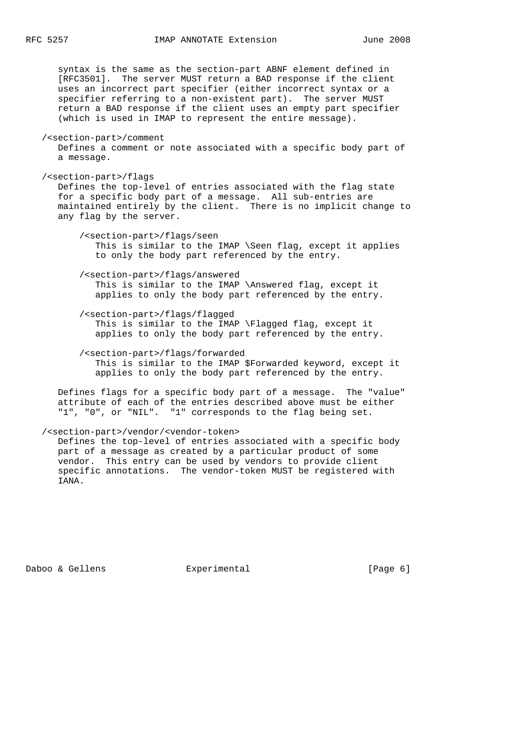syntax is the same as the section-part ABNF element defined in [RFC3501]. The server MUST return a BAD response if the client uses an incorrect part specifier (either incorrect syntax or a specifier referring to a non-existent part). The server MUST return a BAD response if the client uses an empty part specifier (which is used in IMAP to represent the entire message).

/<section-part>/comment

Defines a comment or note associated with a specific body part of a message.

/<section-part>/flags

Defines the top-level of entries associated with the flag state for a specific body part of a message. All sub-entries are maintained entirely by the client. There is no implicit change to any flag by the server.

- /<section-part>/flags/seen

  This is similar to the IMAP \Seen flag, except it applies to only the body part referenced by the entry.

- /<section-part>/flags/answered

  This is similar to the IMAP \Answered flag, except it applies to only the body part referenced by the entry.

- /<section-part>/flags/flagged

  This is similar to the IMAP \Flagged flag, except it applies to only the body part referenced by the entry.

- /<section-part>/flags/forwarded

  This is similar to the IMAP $Forwarded keyword, except it applies to only the body part referenced by the entry.

Defines flags for a specific body part of a message. The "value" attribute of each of the entries described above must be either "1", "0", or "NIL". "1" corresponds to the flag being set.

/<section-part>/vendor/<vendor-token>

Defines the top-level of entries associated with a specific body part of a message as created by a particular product of some vendor. This entry can be used by vendors to provide client specific annotations. The vendor-token MUST be registered with IANA.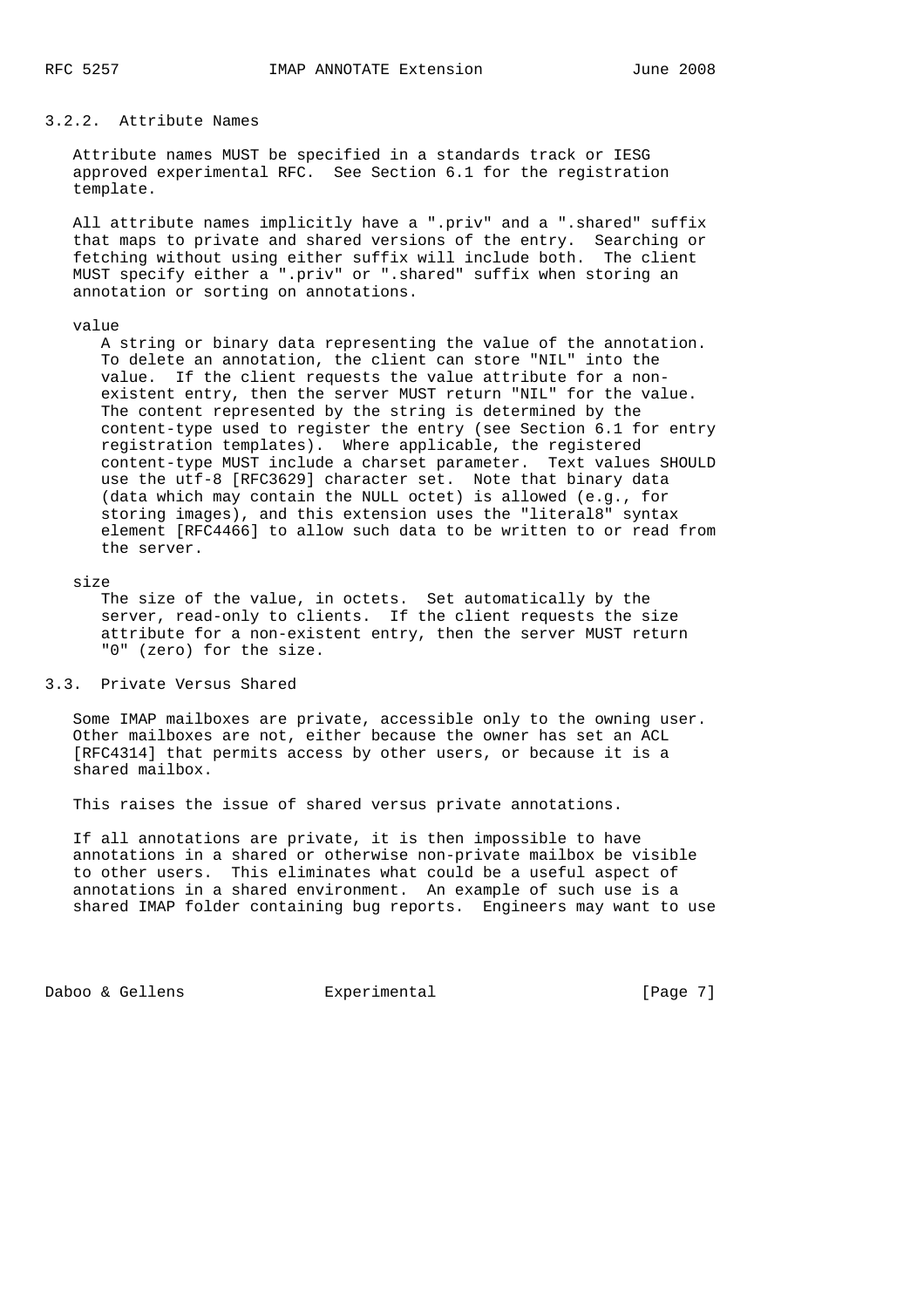### 3.2.2. Attribute Names

Attribute names MUST be specified in a standards track or IESG approved experimental RFC. See Section 6.1 for the registration template.

All attribute names implicitly have a ".priv" and a ".shared" suffix that maps to private and shared versions of the entry. Searching or fetching without using either suffix will include both. The client MUST specify either a ".priv" or ".shared" suffix when storing an annotation or sorting on annotations.

value

A string or binary data representing the value of the annotation. To delete an annotation, the client can store "NIL" into the value. If the client requests the value attribute for a non-existent entry, then the server MUST return "NIL" for the value. The content represented by the string is determined by the content-type used to register the entry (see Section 6.1 for entry registration templates). Where applicable, the registered content-type MUST include a charset parameter. Text values SHOULD use the utf-8 [RFC3629] character set. Note that binary data (data which may contain the NULL octet) is allowed (e.g., for storing images), and this extension uses the "literal8" syntax element [RFC4466] to allow such data to be written to or read from the server.

size

The size of the value, in octets. Set automatically by the server, read-only to clients. If the client requests the size attribute for a non-existent entry, then the server MUST return "0" (zero) for the size.

## 3.3. Private Versus Shared

Some IMAP mailboxes are private, accessible only to the owning user. Other mailboxes are not, either because the owner has set an ACL [RFC4314] that permits access by other users, or because it is a shared mailbox.

This raises the issue of shared versus private annotations.

If all annotations are private, it is then impossible to have annotations in a shared or otherwise non-private mailbox be visible to other users. This eliminates what could be a useful aspect of annotations in a shared environment. An example of such use is a shared IMAP folder containing bug reports. Engineers may want to use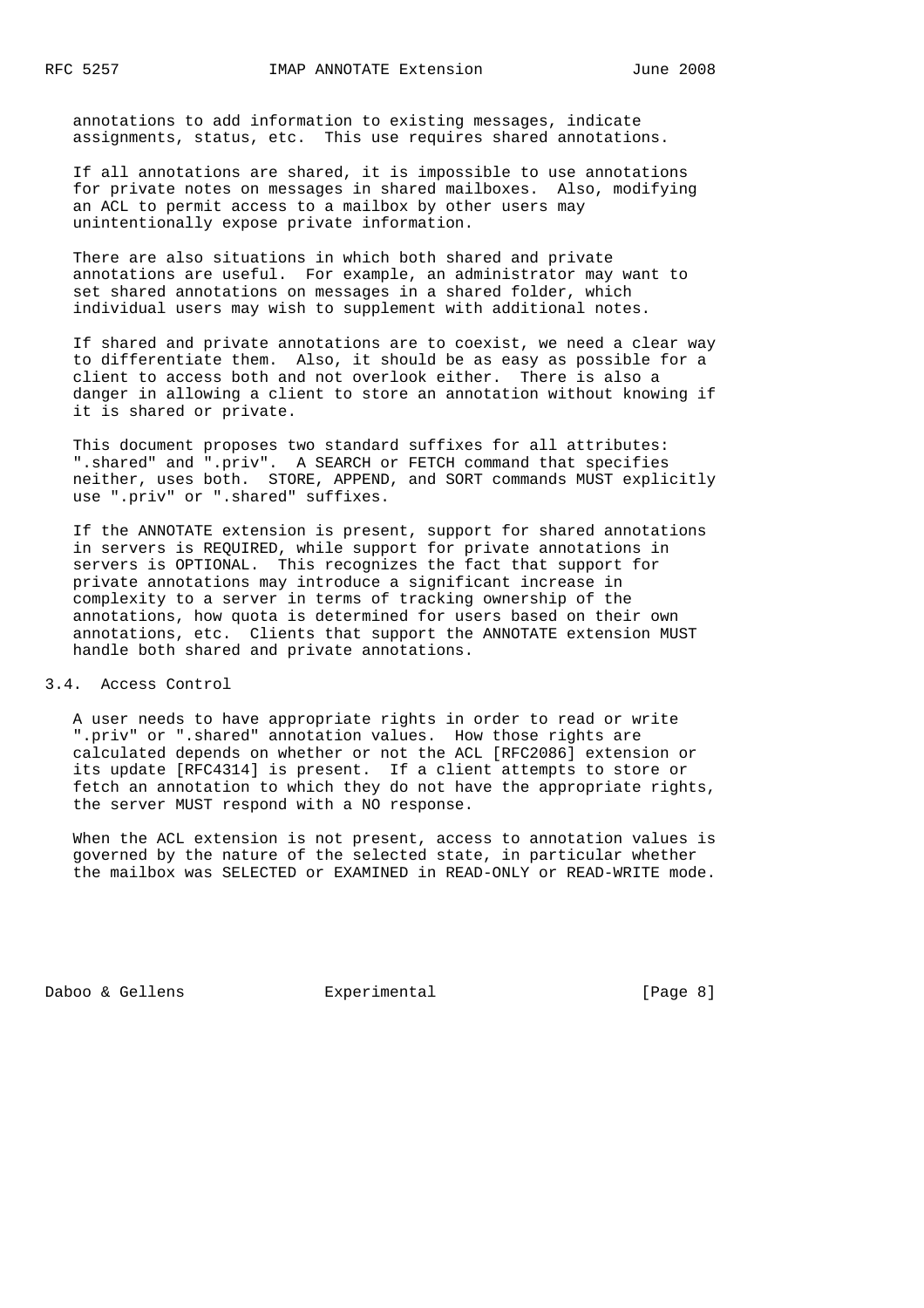annotations to add information to existing messages, indicate assignments, status, etc. This use requires shared annotations.

If all annotations are shared, it is impossible to use annotations for private notes on messages in shared mailboxes. Also, modifying an ACL to permit access to a mailbox by other users may unintentionally expose private information.

There are also situations in which both shared and private annotations are useful. For example, an administrator may want to set shared annotations on messages in a shared folder, which individual users may wish to supplement with additional notes.

If shared and private annotations are to coexist, we need a clear way to differentiate them. Also, it should be as easy as possible for a client to access both and not overlook either. There is also a danger in allowing a client to store an annotation without knowing if it is shared or private.

This document proposes two standard suffixes for all attributes: ".shared" and ".priv". A SEARCH or FETCH command that specifies neither, uses both. STORE, APPEND, and SORT commands MUST explicitly use ".priv" or ".shared" suffixes.

If the ANNOTATE extension is present, support for shared annotations in servers is REQUIRED, while support for private annotations in servers is OPTIONAL. This recognizes the fact that support for private annotations may introduce a significant increase in complexity to a server in terms of tracking ownership of the annotations, how quota is determined for users based on their own annotations, etc. Clients that support the ANNOTATE extension MUST handle both shared and private annotations.

### 3.4. Access Control

A user needs to have appropriate rights in order to read or write ".priv" or ".shared" annotation values. How those rights are calculated depends on whether or not the ACL [RFC2086] extension or its update [RFC4314] is present. If a client attempts to store or fetch an annotation to which they do not have the appropriate rights, the server MUST respond with a NO response.

When the ACL extension is not present, access to annotation values is governed by the nature of the selected state, in particular whether the mailbox was SELECTED or EXAMINED in READ-ONLY or READ-WRITE mode.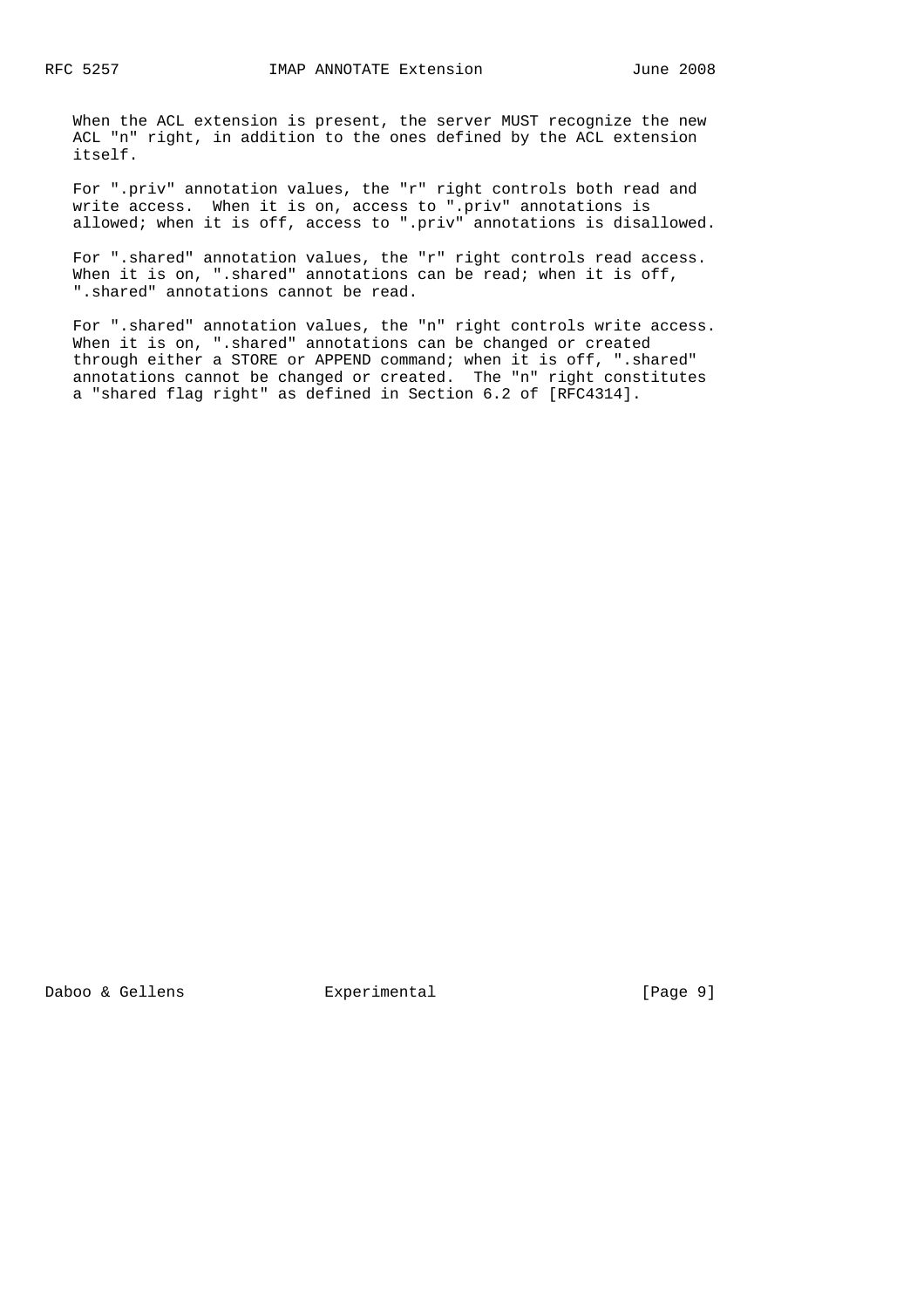When the ACL extension is present, the server MUST recognize the new ACL "n" right, in addition to the ones defined by the ACL extension itself.

For ".priv" annotation values, the "r" right controls both read and write access. When it is on, access to ".priv" annotations is allowed; when it is off, access to ".priv" annotations is disallowed.

For ".shared" annotation values, the "r" right controls read access. When it is on, ".shared" annotations can be read; when it is off, ".shared" annotations cannot be read.

For ".shared" annotation values, the "n" right controls write access. When it is on, ".shared" annotations can be changed or created through either a STORE or APPEND command; when it is off, ".shared" annotations cannot be changed or created. The "n" right constitutes a "shared flag right" as defined in Section 6.2 of [RFC4314].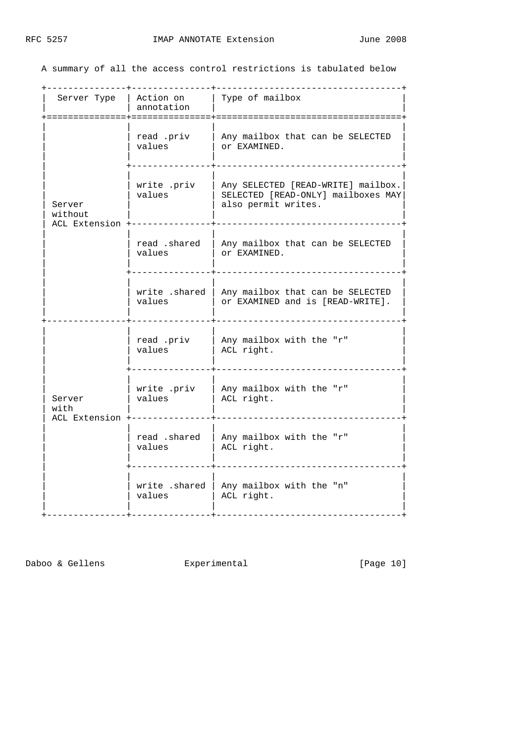A summary of all the access control restrictions is tabulated below

| Server Type | Action on annotation | Type of mailbox |
| --- | --- | --- |
| Server without ACL Extension | read .priv values | Any mailbox that can be SELECTED or EXAMINED. |
| | write .priv values | Any SELECTED [READ-WRITE] mailbox. SELECTED [READ-ONLY] mailboxes MAY also permit writes. |
| | read .shared values | Any mailbox that can be SELECTED or EXAMINED. |
| | write .shared values | Any mailbox that can be SELECTED or EXAMINED and is [READ-WRITE]. |
| Server with ACL Extension | read .priv values | Any mailbox with the "r" ACL right. |
| | write .priv values | Any mailbox with the "r" ACL right. |
| | read .shared values | Any mailbox with the "r" ACL right. |
| | write .shared values | Any mailbox with the "n" ACL right. |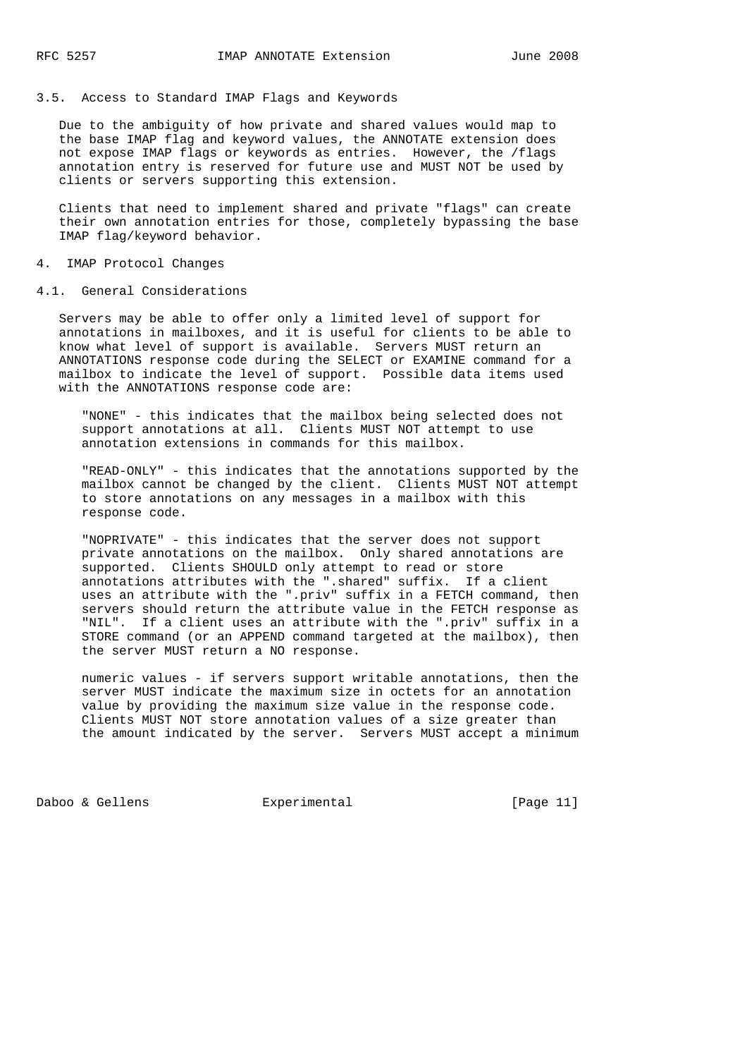### 3.5. Access to Standard IMAP Flags and Keywords

Due to the ambiguity of how private and shared values would map to the base IMAP flag and keyword values, the ANNOTATE extension does not expose IMAP flags or keywords as entries. However, the /flags annotation entry is reserved for future use and MUST NOT be used by clients or servers supporting this extension.

Clients that need to implement shared and private "flags" can create their own annotation entries for those, completely bypassing the base IMAP flag/keyword behavior.

## 4. IMAP Protocol Changes

### 4.1. General Considerations

Servers may be able to offer only a limited level of support for annotations in mailboxes, and it is useful for clients to be able to know what level of support is available. Servers MUST return an ANNOTATIONS response code during the SELECT or EXAMINE command for a mailbox to indicate the level of support. Possible data items used with the ANNOTATIONS response code are:

"NONE" - this indicates that the mailbox being selected does not support annotations at all. Clients MUST NOT attempt to use annotation extensions in commands for this mailbox.

"READ-ONLY" - this indicates that the annotations supported by the mailbox cannot be changed by the client. Clients MUST NOT attempt to store annotations on any messages in a mailbox with this response code.

"NOPRIVATE" - this indicates that the server does not support private annotations on the mailbox. Only shared annotations are supported. Clients SHOULD only attempt to read or store annotations attributes with the ".shared" suffix. If a client uses an attribute with the ".priv" suffix in a FETCH command, then servers should return the attribute value in the FETCH response as "NIL". If a client uses an attribute with the ".priv" suffix in a STORE command (or an APPEND command targeted at the mailbox), then the server MUST return a NO response.

numeric values - if servers support writable annotations, then the server MUST indicate the maximum size in octets for an annotation value by providing the maximum size value in the response code. Clients MUST NOT store annotation values of a size greater than the amount indicated by the server. Servers MUST accept a minimum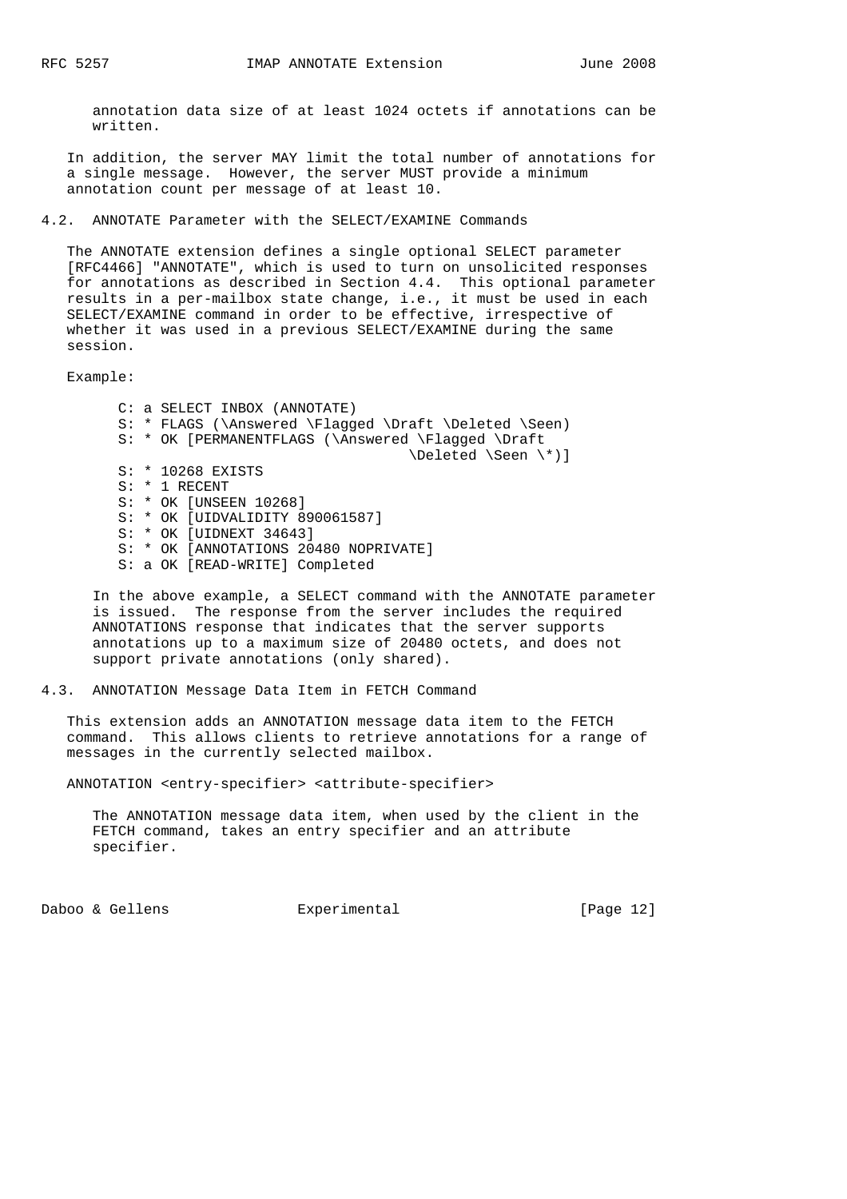annotation data size of at least 1024 octets if annotations can be written.

In addition, the server MAY limit the total number of annotations for a single message. However, the server MUST provide a minimum annotation count per message of at least 10.

## 4.2. ANNOTATE Parameter with the SELECT/EXAMINE Commands

The ANNOTATE extension defines a single optional SELECT parameter [RFC4466] "ANNOTATE", which is used to turn on unsolicited responses for annotations as described in Section 4.4. This optional parameter results in a per-mailbox state change, i.e., it must be used in each SELECT/EXAMINE command in order to be effective, irrespective of whether it was used in a previous SELECT/EXAMINE during the same session.

Example:

```
C: a SELECT INBOX (ANNOTATE)
S: * FLAGS (\Answered \Flagged \Draft \Deleted \Seen)
S: * OK [PERMANENTFLAGS (\Answered \Flagged \Draft
                                  \Deleted \Seen \*)]
S: * 10268 EXISTS
S: * 1 RECENT
S: * OK [UNSEEN 10268]
S: * OK [UIDVALIDITY 890061587]
S: * OK [UIDNEXT 34643]
S: * OK [ANNOTATIONS 20480 NOPRIVATE]
S: a OK [READ-WRITE] Completed
```

In the above example, a SELECT command with the ANNOTATE parameter is issued. The response from the server includes the required ANNOTATIONS response that indicates that the server supports annotations up to a maximum size of 20480 octets, and does not support private annotations (only shared).

## 4.3. ANNOTATION Message Data Item in FETCH Command

This extension adds an ANNOTATION message data item to the FETCH command. This allows clients to retrieve annotations for a range of messages in the currently selected mailbox.

ANNOTATION <entry-specifier> <attribute-specifier>

The ANNOTATION message data item, when used by the client in the FETCH command, takes an entry specifier and an attribute specifier.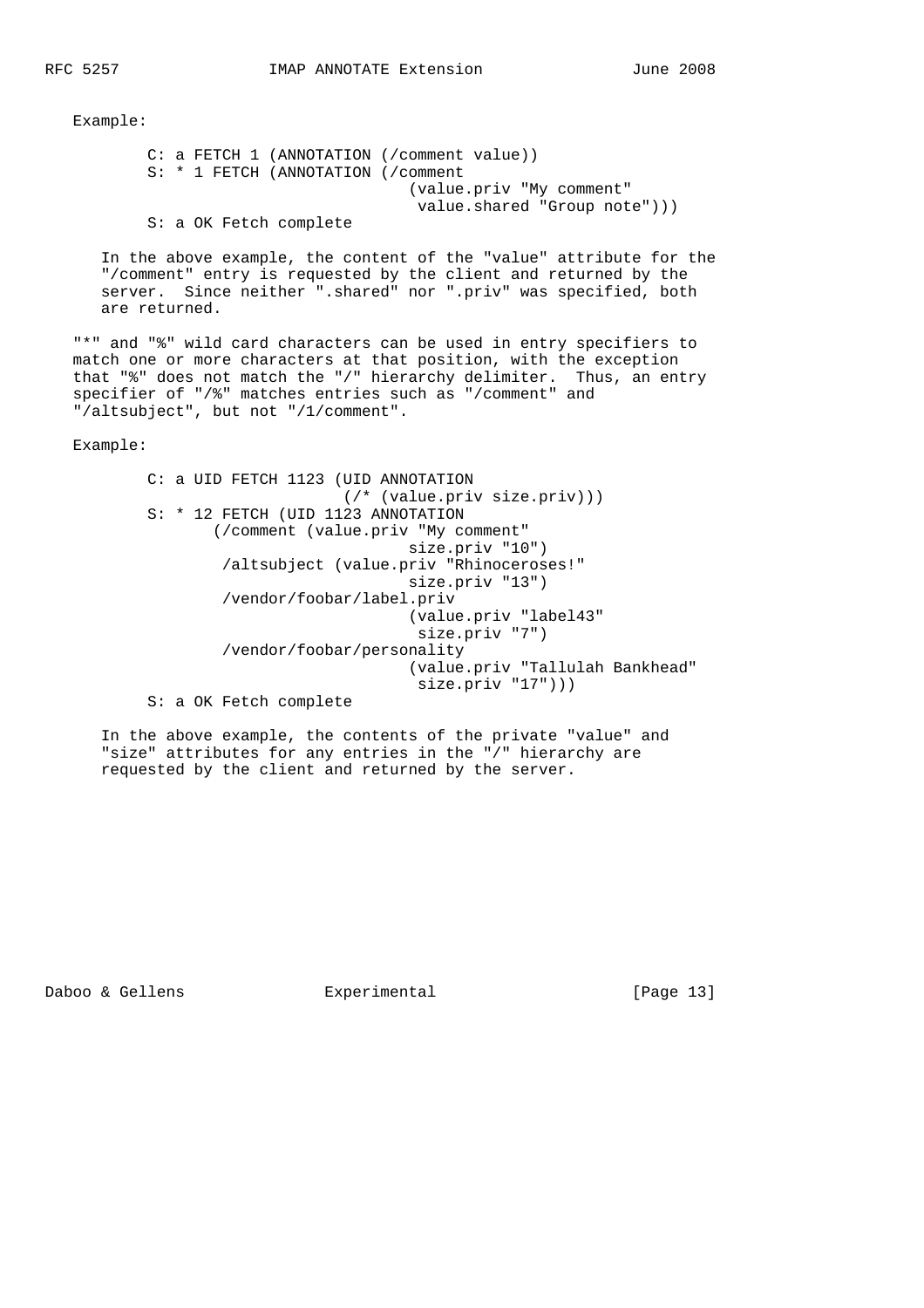Example:

```
        C: a FETCH 1 (ANNOTATION (/comment value))
        S: * 1 FETCH (ANNOTATION (/comment
                                  (value.priv "My comment"
                                   value.shared "Group note")))
        S: a OK Fetch complete
```

In the above example, the content of the "value" attribute for the "/comment" entry is requested by the client and returned by the server. Since neither ".shared" nor ".priv" was specified, both are returned.

"*" and "%" wild card characters can be used in entry specifiers to match one or more characters at that position, with the exception that "%" does not match the "/" hierarchy delimiter. Thus, an entry specifier of "/%" matches entries such as "/comment" and "/altsubject", but not "/1/comment".

Example:

```
        C: a UID FETCH 1123 (UID ANNOTATION
                              (/* (value.priv size.priv)))
        S: * 12 FETCH (UID 1123 ANNOTATION
               (/comment (value.priv "My comment"
                                  size.priv "10")
                /altsubject (value.priv "Rhinoceroses!"
                                  size.priv "13")
                /vendor/foobar/label.priv
                                  (value.priv "label43"
                                   size.priv "7")
                /vendor/foobar/personality
                                  (value.priv "Tallulah Bankhead"
                                   size.priv "17")))
        S: a OK Fetch complete
```

In the above example, the contents of the private "value" and "size" attributes for any entries in the "/" hierarchy are requested by the client and returned by the server.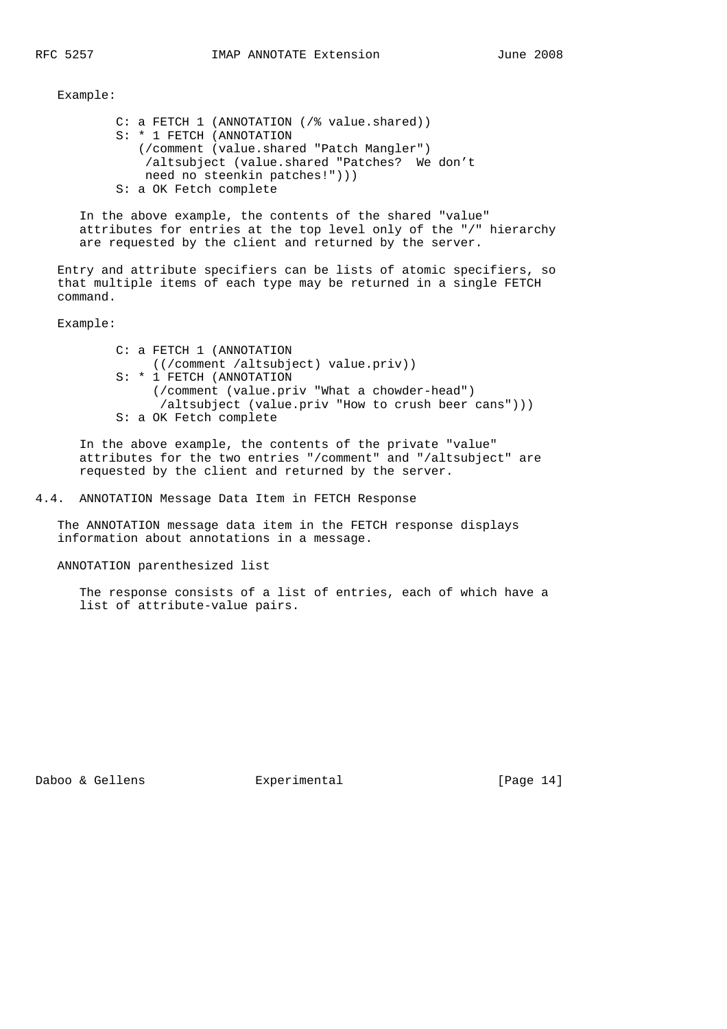Example:

```
C: a FETCH 1 (ANNOTATION (/% value.shared))
S: * 1 FETCH (ANNOTATION
   (/comment (value.shared "Patch Mangler")
    /altsubject (value.shared "Patches?  We don't
    need no steenkin patches!")))
S: a OK Fetch complete
```

In the above example, the contents of the shared "value" attributes for entries at the top level only of the "/" hierarchy are requested by the client and returned by the server.

Entry and attribute specifiers can be lists of atomic specifiers, so that multiple items of each type may be returned in a single FETCH command.

Example:

```
C: a FETCH 1 (ANNOTATION
     ((/comment /altsubject) value.priv))
S: * 1 FETCH (ANNOTATION
     (/comment (value.priv "What a chowder-head")
      /altsubject (value.priv "How to crush beer cans")))
S: a OK Fetch complete
```

In the above example, the contents of the private "value" attributes for the two entries "/comment" and "/altsubject" are requested by the client and returned by the server.

### 4.4. ANNOTATION Message Data Item in FETCH Response

The ANNOTATION message data item in the FETCH response displays information about annotations in a message.

ANNOTATION parenthesized list

The response consists of a list of entries, each of which have a list of attribute-value pairs.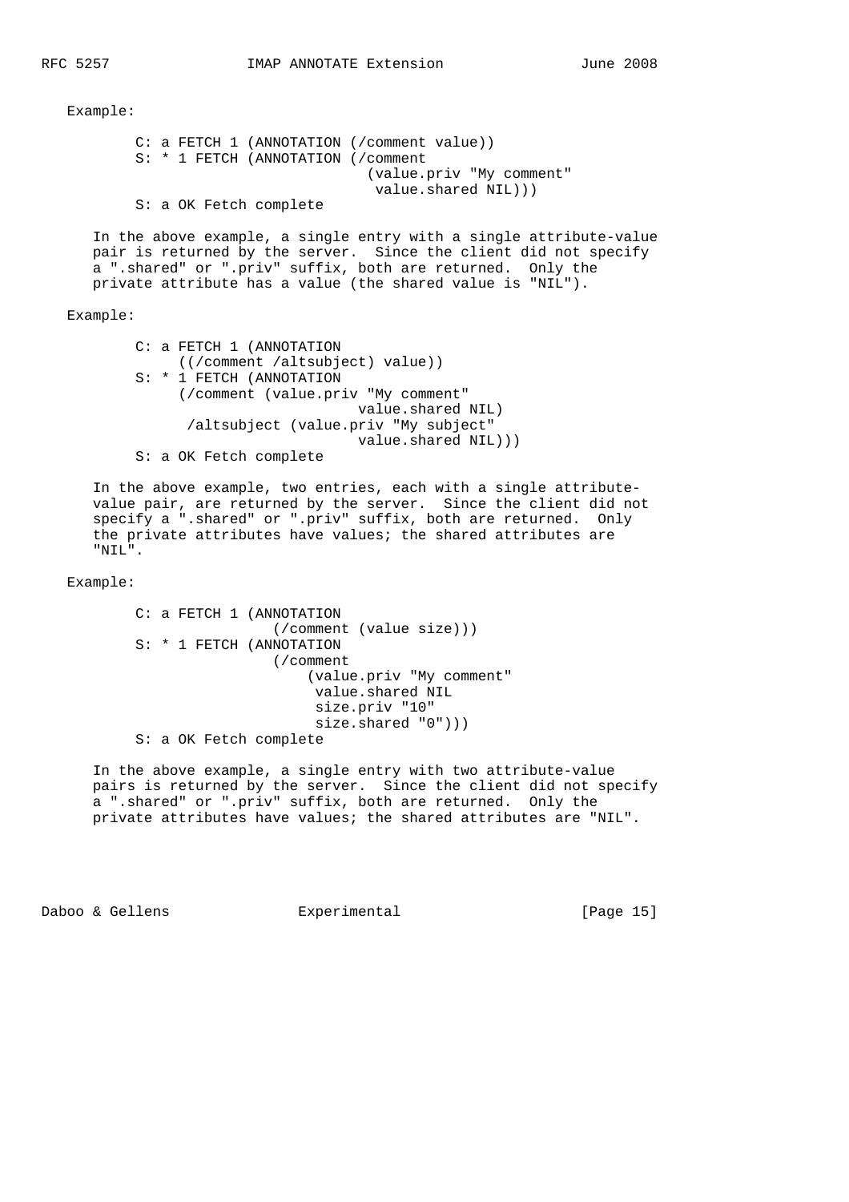Example:

```
C: a FETCH 1 (ANNOTATION (/comment value))
S: * 1 FETCH (ANNOTATION (/comment
                           (value.priv "My comment"
                            value.shared NIL)))
S: a OK Fetch complete
```

In the above example, a single entry with a single attribute-value pair is returned by the server. Since the client did not specify a ".shared" or ".priv" suffix, both are returned. Only the private attribute has a value (the shared value is "NIL").

Example:

```
C: a FETCH 1 (ANNOTATION
     ((/comment /altsubject) value))
S: * 1 FETCH (ANNOTATION
     (/comment (value.priv "My comment"
                          value.shared NIL)
      /altsubject (value.priv "My subject"
                          value.shared NIL)))
S: a OK Fetch complete
```

In the above example, two entries, each with a single attribute-value pair, are returned by the server. Since the client did not specify a ".shared" or ".priv" suffix, both are returned. Only the private attributes have values; the shared attributes are "NIL".

Example:

```
C: a FETCH 1 (ANNOTATION
                 (/comment (value size)))
S: * 1 FETCH (ANNOTATION
                 (/comment
                     (value.priv "My comment"
                      value.shared NIL
                      size.priv "10"
                      size.shared "0")))
S: a OK Fetch complete
```

In the above example, a single entry with two attribute-value pairs is returned by the server. Since the client did not specify a ".shared" or ".priv" suffix, both are returned. Only the private attributes have values; the shared attributes are "NIL".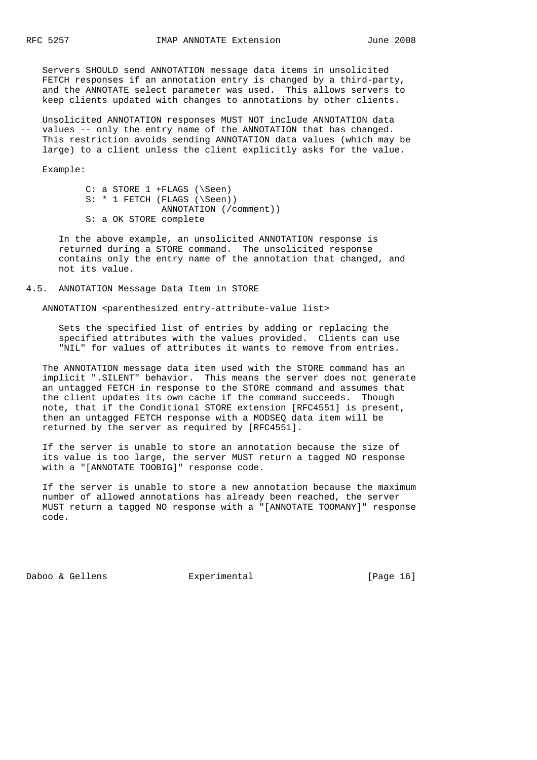Servers SHOULD send ANNOTATION message data items in unsolicited FETCH responses if an annotation entry is changed by a third-party, and the ANNOTATE select parameter was used. This allows servers to keep clients updated with changes to annotations by other clients.

Unsolicited ANNOTATION responses MUST NOT include ANNOTATION data values -- only the entry name of the ANNOTATION that has changed. This restriction avoids sending ANNOTATION data values (which may be large) to a client unless the client explicitly asks for the value.

Example:

```
C: a STORE 1 +FLAGS (\Seen)
S: * 1 FETCH (FLAGS (\Seen))
             ANNOTATION (/comment))
S: a OK STORE complete
```

In the above example, an unsolicited ANNOTATION response is returned during a STORE command. The unsolicited response contains only the entry name of the annotation that changed, and not its value.

### 4.5. ANNOTATION Message Data Item in STORE

ANNOTATION <parenthesized entry-attribute-value list>

Sets the specified list of entries by adding or replacing the specified attributes with the values provided. Clients can use "NIL" for values of attributes it wants to remove from entries.

The ANNOTATION message data item used with the STORE command has an implicit ".SILENT" behavior. This means the server does not generate an untagged FETCH in response to the STORE command and assumes that the client updates its own cache if the command succeeds. Though note, that if the Conditional STORE extension [RFC4551] is present, then an untagged FETCH response with a MODSEQ data item will be returned by the server as required by [RFC4551].

If the server is unable to store an annotation because the size of its value is too large, the server MUST return a tagged NO response with a "[ANNOTATE TOOBIG]" response code.

If the server is unable to store a new annotation because the maximum number of allowed annotations has already been reached, the server MUST return a tagged NO response with a "[ANNOTATE TOOMANY]" response code.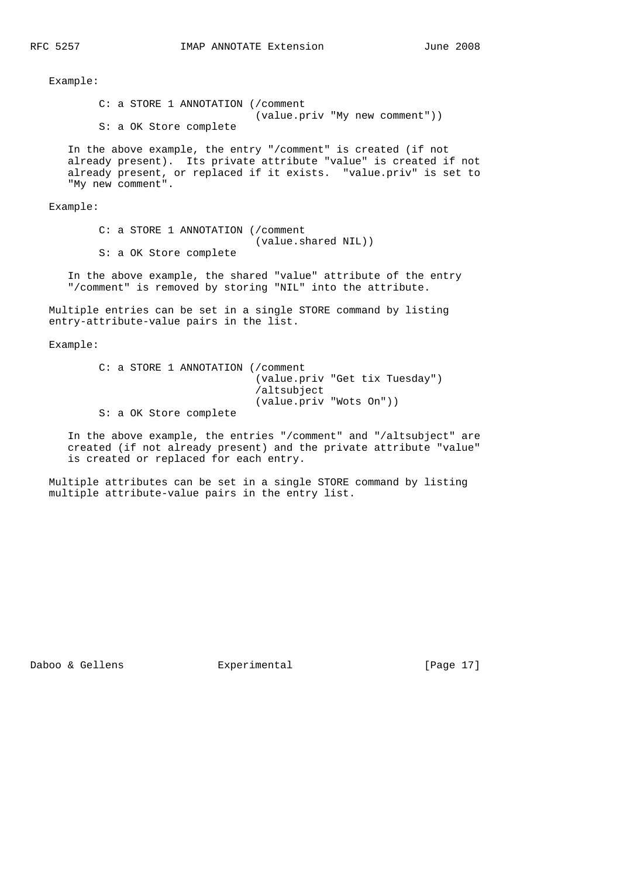Example:

```
C: a STORE 1 ANNOTATION (/comment
                         (value.priv "My new comment"))
S: a OK Store complete
```

In the above example, the entry "/comment" is created (if not already present). Its private attribute "value" is created if not already present, or replaced if it exists. "value.priv" is set to "My new comment".

Example:

```
C: a STORE 1 ANNOTATION (/comment
                         (value.shared NIL))
S: a OK Store complete
```

In the above example, the shared "value" attribute of the entry "/comment" is removed by storing "NIL" into the attribute.

Multiple entries can be set in a single STORE command by listing entry-attribute-value pairs in the list.

Example:

```
C: a STORE 1 ANNOTATION (/comment
                         (value.priv "Get tix Tuesday")
                         /altsubject
                         (value.priv "Wots On"))
S: a OK Store complete
```

In the above example, the entries "/comment" and "/altsubject" are created (if not already present) and the private attribute "value" is created or replaced for each entry.

Multiple attributes can be set in a single STORE command by listing multiple attribute-value pairs in the entry list.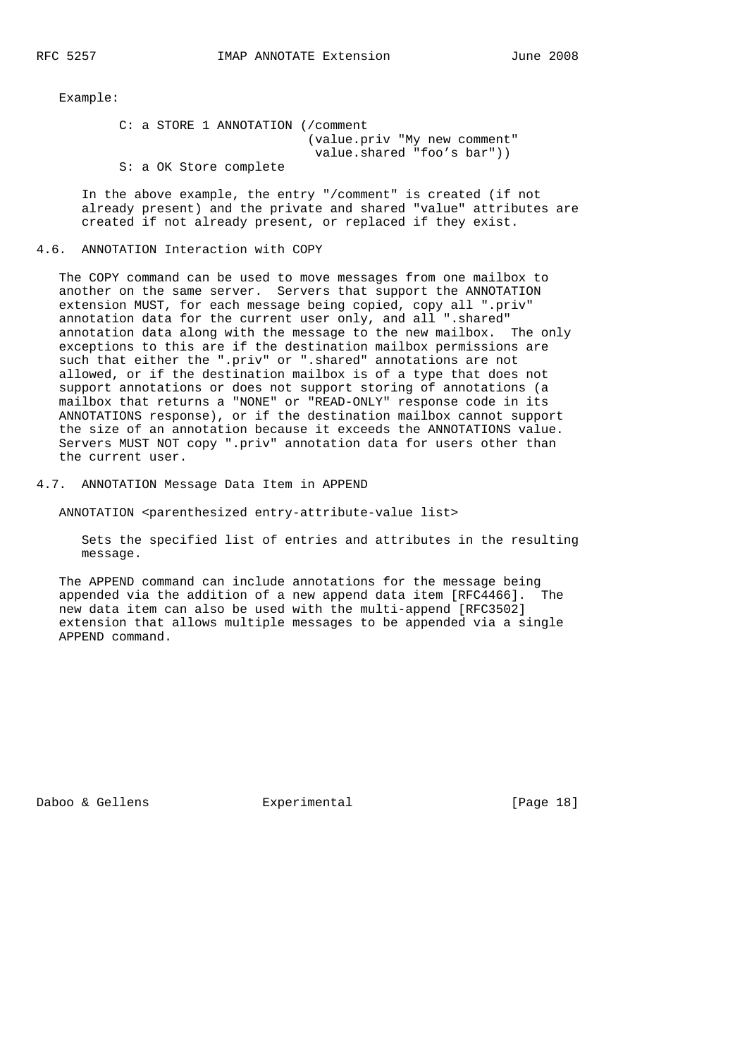Example:

```
C: a STORE 1 ANNOTATION (/comment
                          (value.priv "My new comment"
                           value.shared "foo's bar"))
S: a OK Store complete
```

In the above example, the entry "/comment" is created (if not already present) and the private and shared "value" attributes are created if not already present, or replaced if they exist.

## 4.6. ANNOTATION Interaction with COPY

The COPY command can be used to move messages from one mailbox to another on the same server. Servers that support the ANNOTATION extension MUST, for each message being copied, copy all ".priv" annotation data for the current user only, and all ".shared" annotation data along with the message to the new mailbox. The only exceptions to this are if the destination mailbox permissions are such that either the ".priv" or ".shared" annotations are not allowed, or if the destination mailbox is of a type that does not support annotations or does not support storing of annotations (a mailbox that returns a "NONE" or "READ-ONLY" response code in its ANNOTATIONS response), or if the destination mailbox cannot support the size of an annotation because it exceeds the ANNOTATIONS value. Servers MUST NOT copy ".priv" annotation data for users other than the current user.

## 4.7. ANNOTATION Message Data Item in APPEND

ANNOTATION <parenthesized entry-attribute-value list>

Sets the specified list of entries and attributes in the resulting message.

The APPEND command can include annotations for the message being appended via the addition of a new append data item [RFC4466]. The new data item can also be used with the multi-append [RFC3502] extension that allows multiple messages to be appended via a single APPEND command.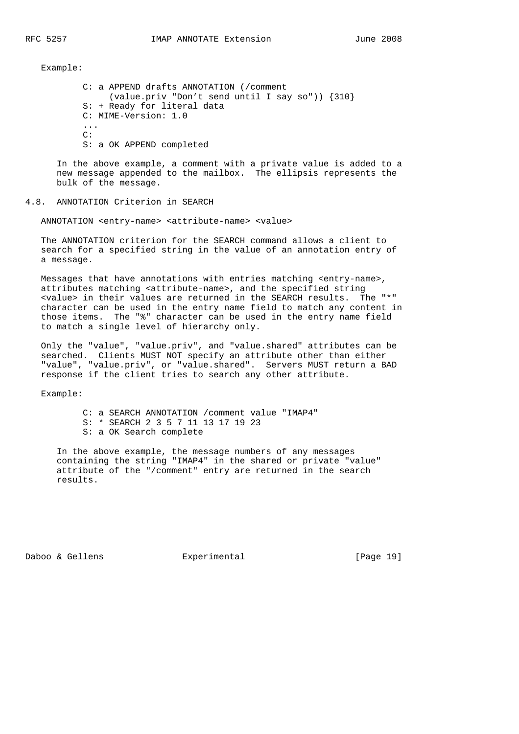Example:

```
C: a APPEND drafts ANNOTATION (/comment
     (value.priv "Don’t send until I say so")) {310}
S: + Ready for literal data
C: MIME-Version: 1.0
...
C:
S: a OK APPEND completed
```

In the above example, a comment with a private value is added to a new message appended to the mailbox. The ellipsis represents the bulk of the message.

### 4.8. ANNOTATION Criterion in SEARCH

ANNOTATION <entry-name> <attribute-name> <value>

The ANNOTATION criterion for the SEARCH command allows a client to search for a specified string in the value of an annotation entry of a message.

Messages that have annotations with entries matching <entry-name>, attributes matching <attribute-name>, and the specified string <value> in their values are returned in the SEARCH results. The "*" character can be used in the entry name field to match any content in those items. The "%" character can be used in the entry name field to match a single level of hierarchy only.

Only the "value", "value.priv", and "value.shared" attributes can be searched. Clients MUST NOT specify an attribute other than either "value", "value.priv", or "value.shared". Servers MUST return a BAD response if the client tries to search any other attribute.

Example:

```
C: a SEARCH ANNOTATION /comment value "IMAP4"
S: * SEARCH 2 3 5 7 11 13 17 19 23
S: a OK Search complete
```

In the above example, the message numbers of any messages containing the string "IMAP4" in the shared or private "value" attribute of the "/comment" entry are returned in the search results.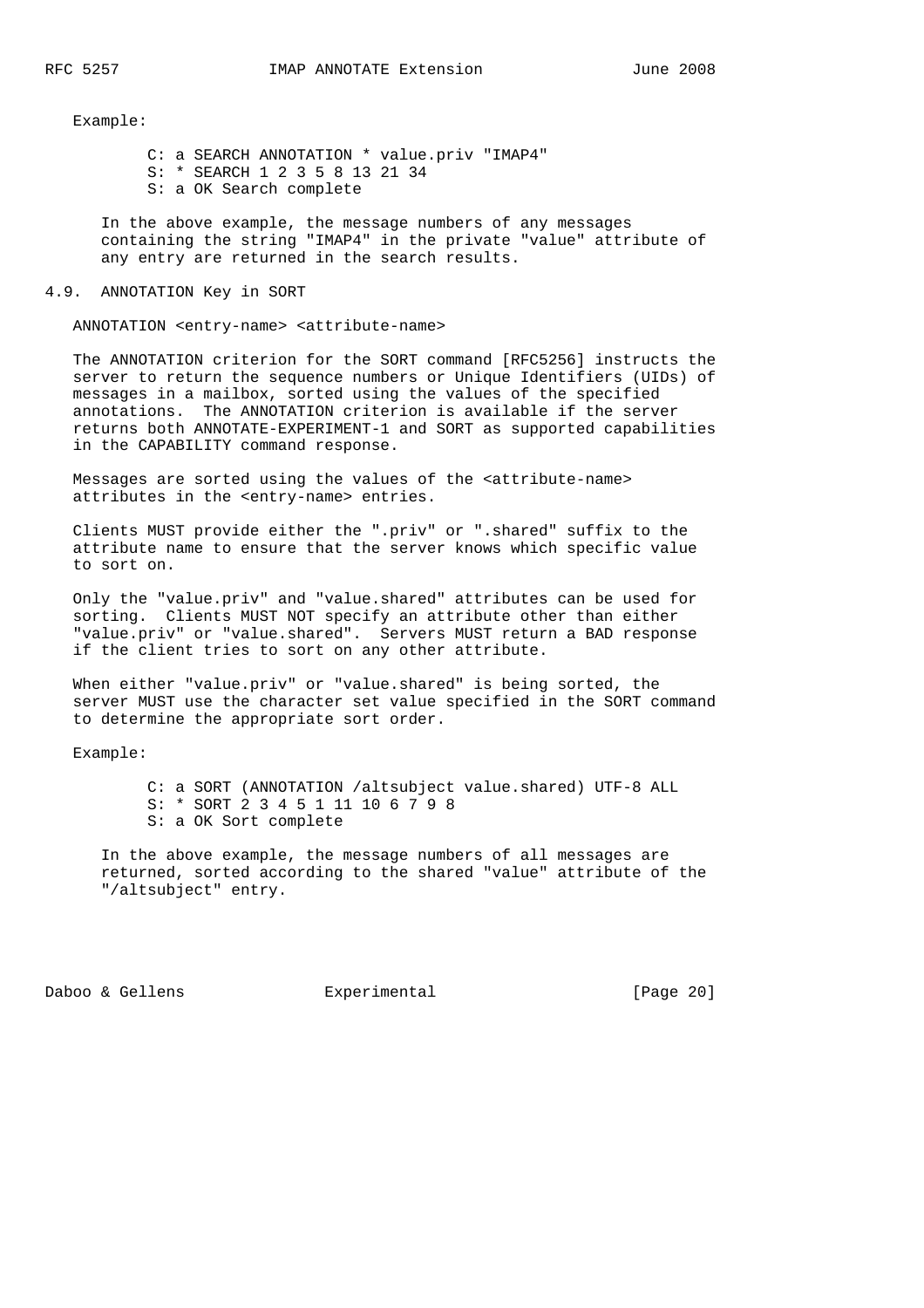Example:

```
C: a SEARCH ANNOTATION * value.priv "IMAP4"
S: * SEARCH 1 2 3 5 8 13 21 34
S: a OK Search complete
```

In the above example, the message numbers of any messages containing the string "IMAP4" in the private "value" attribute of any entry are returned in the search results.

## 4.9. ANNOTATION Key in SORT

ANNOTATION <entry-name> <attribute-name>

The ANNOTATION criterion for the SORT command [RFC5256] instructs the server to return the sequence numbers or Unique Identifiers (UIDs) of messages in a mailbox, sorted using the values of the specified annotations. The ANNOTATION criterion is available if the server returns both ANNOTATE-EXPERIMENT-1 and SORT as supported capabilities in the CAPABILITY command response.

Messages are sorted using the values of the <attribute-name> attributes in the <entry-name> entries.

Clients MUST provide either the ".priv" or ".shared" suffix to the attribute name to ensure that the server knows which specific value to sort on.

Only the "value.priv" and "value.shared" attributes can be used for sorting. Clients MUST NOT specify an attribute other than either "value.priv" or "value.shared". Servers MUST return a BAD response if the client tries to sort on any other attribute.

When either "value.priv" or "value.shared" is being sorted, the server MUST use the character set value specified in the SORT command to determine the appropriate sort order.

Example:

```
C: a SORT (ANNOTATION /altsubject value.shared) UTF-8 ALL
S: * SORT 2 3 4 5 1 11 10 6 7 9 8
S: a OK Sort complete
```

In the above example, the message numbers of all messages are returned, sorted according to the shared "value" attribute of the "/altsubject" entry.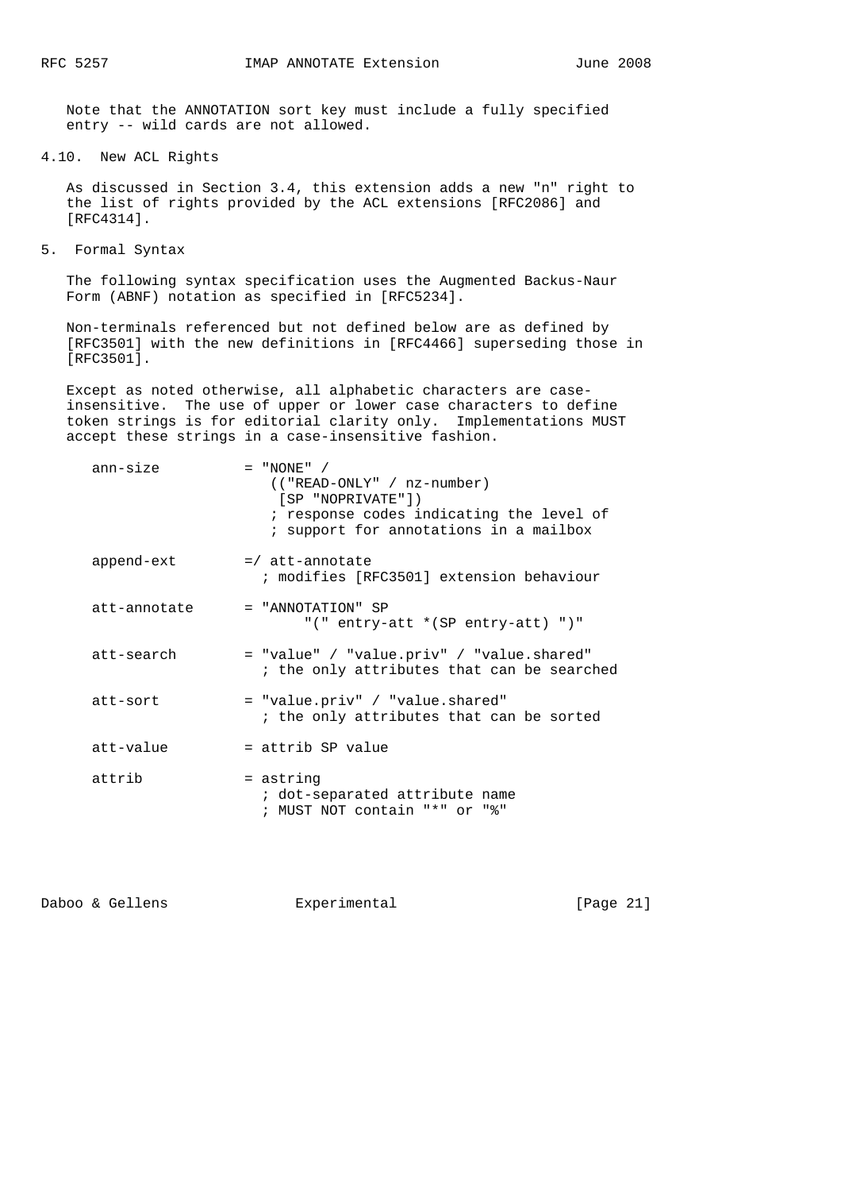Note that the ANNOTATION sort key must include a fully specified entry -- wild cards are not allowed.

### 4.10. New ACL Rights

As discussed in Section 3.4, this extension adds a new "n" right to the list of rights provided by the ACL extensions [RFC2086] and [RFC4314].

## 5. Formal Syntax

The following syntax specification uses the Augmented Backus-Naur Form (ABNF) notation as specified in [RFC5234].

Non-terminals referenced but not defined below are as defined by [RFC3501] with the new definitions in [RFC4466] superseding those in [RFC3501].

Except as noted otherwise, all alphabetic characters are case-insensitive. The use of upper or lower case characters to define token strings is for editorial clarity only. Implementations MUST accept these strings in a case-insensitive fashion.

```
ann-size          = "NONE" /
                     (("READ-ONLY" / nz-number)
                      [SP "NOPRIVATE"])
                      ; response codes indicating the level of
                      ; support for annotations in a mailbox

append-ext        =/ att-annotate
                    ; modifies [RFC3501] extension behaviour

att-annotate      = "ANNOTATION" SP
                         "(" entry-att *(SP entry-att) ")"

att-search        = "value" / "value.priv" / "value.shared"
                    ; the only attributes that can be searched

att-sort          = "value.priv" / "value.shared"
                    ; the only attributes that can be sorted

att-value         = attrib SP value

attrib            = astring
                    ; dot-separated attribute name
                    ; MUST NOT contain "*" or "%"
```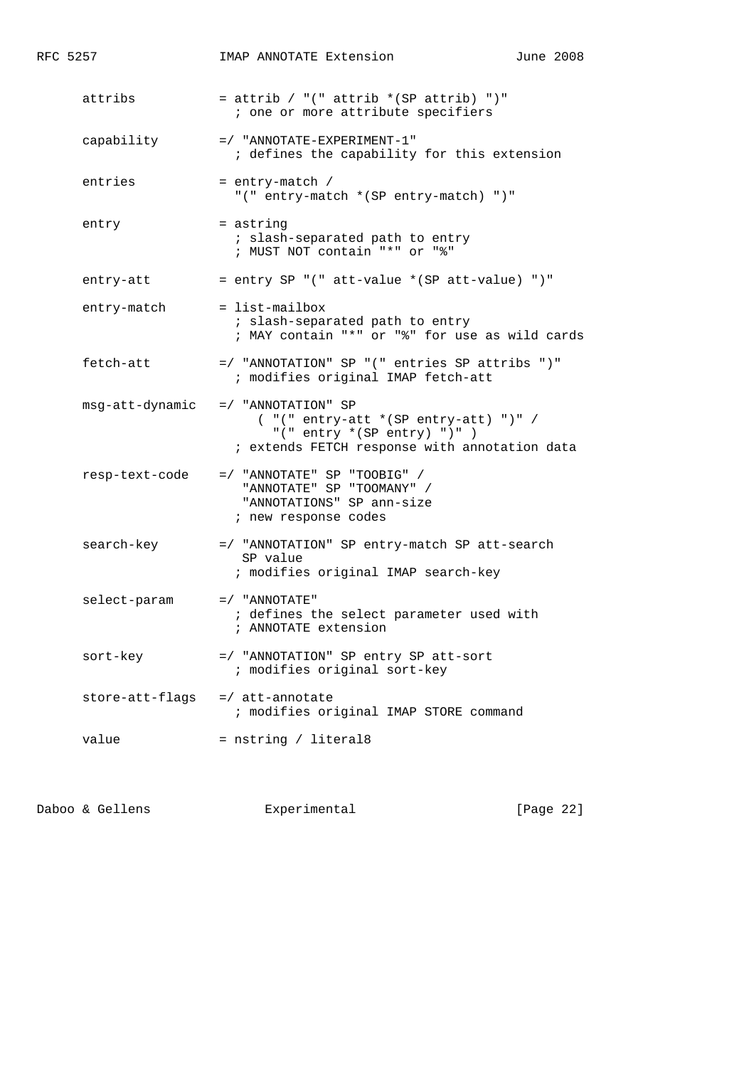```
   attribs          = attrib / "(" attrib *(SP attrib) ")"
                        ; one or more attribute specifiers

   capability       =/ "ANNOTATE-EXPERIMENT-1"
                        ; defines the capability for this extension

   entries          = entry-match /
                        "(" entry-match *(SP entry-match) ")"

   entry            = astring
                        ; slash-separated path to entry
                        ; MUST NOT contain "*" or "%"

   entry-att        = entry SP "(" att-value *(SP att-value) ")"

   entry-match      = list-mailbox
                        ; slash-separated path to entry
                        ; MAY contain "*" or "%" for use as wild cards

   fetch-att        =/ "ANNOTATION" SP "(" entries SP attribs ")"
                        ; modifies original IMAP fetch-att

   msg-att-dynamic  =/ "ANNOTATION" SP
                         ( "(" entry-att *(SP entry-att) ")" /
                           "(" entry *(SP entry) ")" )
                        ; extends FETCH response with annotation data

   resp-text-code   =/ "ANNOTATE" SP "TOOBIG" /
                         "ANNOTATE" SP "TOOMANY" /
                         "ANNOTATIONS" SP ann-size
                        ; new response codes

   search-key       =/ "ANNOTATION" SP entry-match SP att-search
                         SP value
                        ; modifies original IMAP search-key

   select-param     =/ "ANNOTATE"
                        ; defines the select parameter used with
                        ; ANNOTATE extension

   sort-key         =/ "ANNOTATION" SP entry SP att-sort
                        ; modifies original sort-key

   store-att-flags  =/ att-annotate
                        ; modifies original IMAP STORE command

   value            = nstring / literal8
```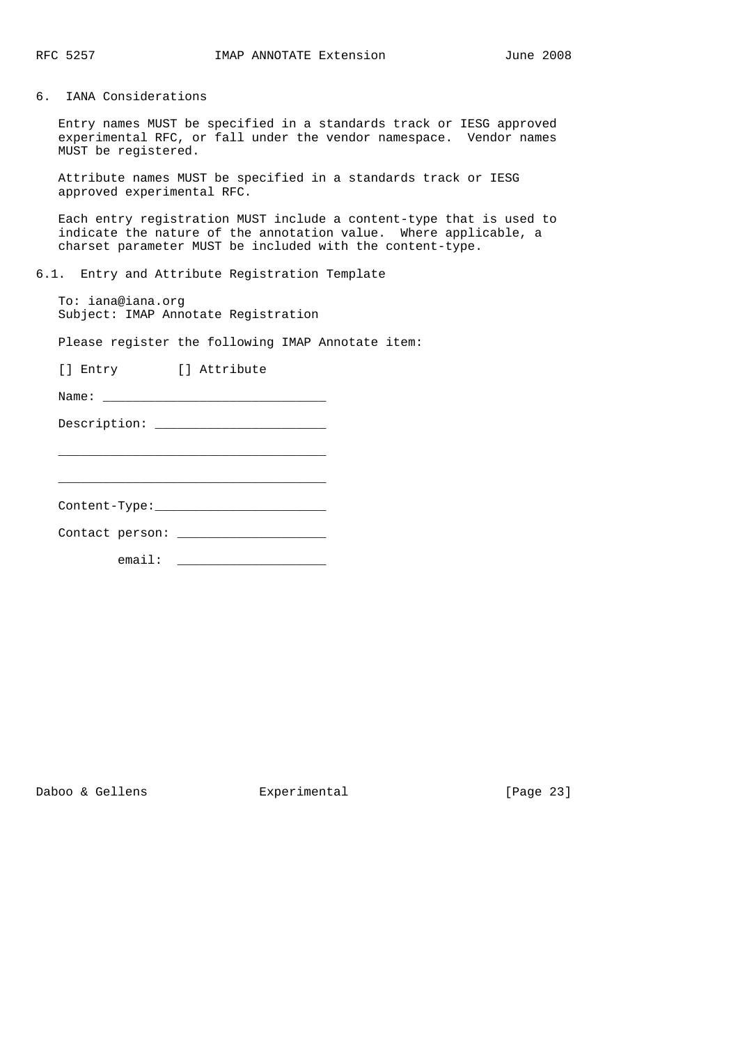## 6. IANA Considerations

Entry names MUST be specified in a standards track or IESG approved experimental RFC, or fall under the vendor namespace. Vendor names MUST be registered.

Attribute names MUST be specified in a standards track or IESG approved experimental RFC.

Each entry registration MUST include a content-type that is used to indicate the nature of the annotation value. Where applicable, a charset parameter MUST be included with the content-type.

### 6.1. Entry and Attribute Registration Template

```
To: iana@iana.org
Subject: IMAP Annotate Registration

Please register the following IMAP Annotate item:

[] Entry        [] Attribute

Name: ______________________________

Description: _______________________

____________________________________

____________________________________

Content-Type:_______________________

Contact person: ____________________

        email:  ____________________
```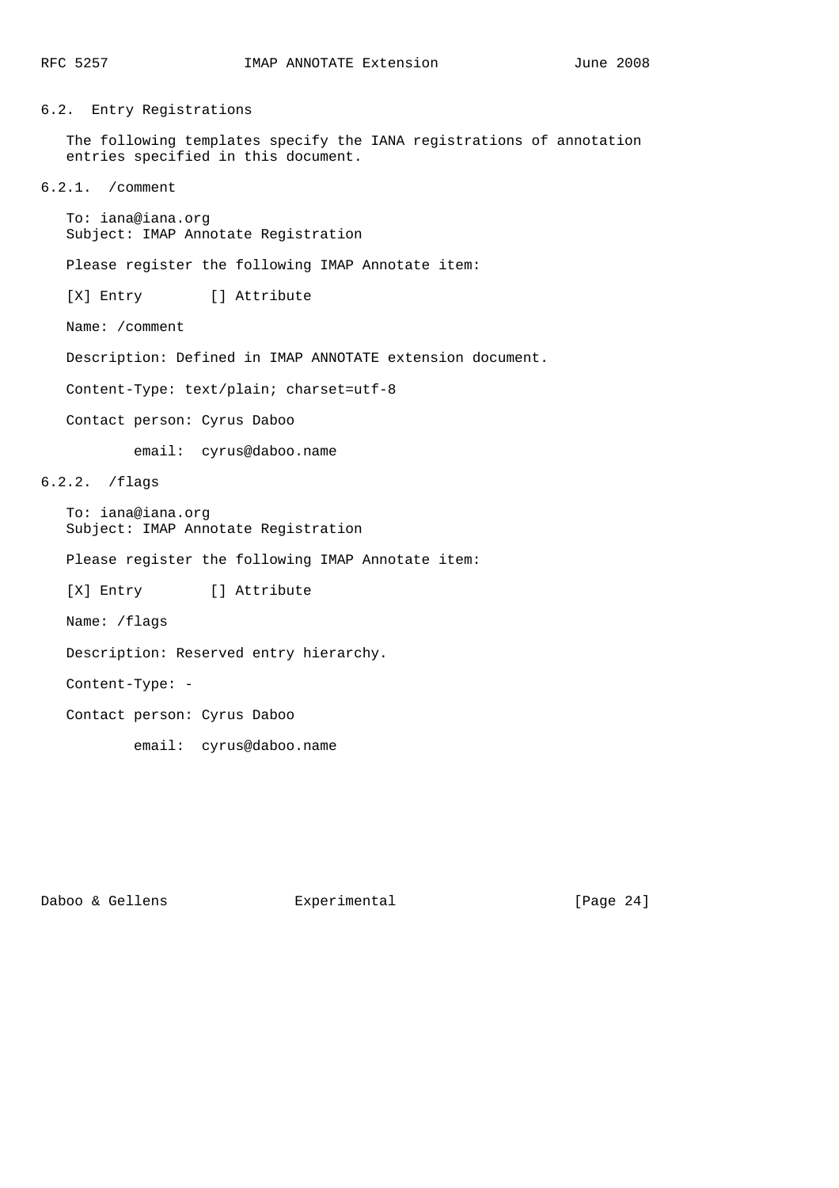### 6.2. Entry Registrations

The following templates specify the IANA registrations of annotation entries specified in this document.

#### 6.2.1. /comment

```
To: iana@iana.org
Subject: IMAP Annotate Registration

Please register the following IMAP Annotate item:

[X] Entry        [] Attribute

Name: /comment

Description: Defined in IMAP ANNOTATE extension document.

Content-Type: text/plain; charset=utf-8

Contact person: Cyrus Daboo

        email:  cyrus@daboo.name
```

#### 6.2.2. /flags

```
To: iana@iana.org
Subject: IMAP Annotate Registration

Please register the following IMAP Annotate item:

[X] Entry        [] Attribute

Name: /flags

Description: Reserved entry hierarchy.

Content-Type: -

Contact person: Cyrus Daboo

        email:  cyrus@daboo.name
```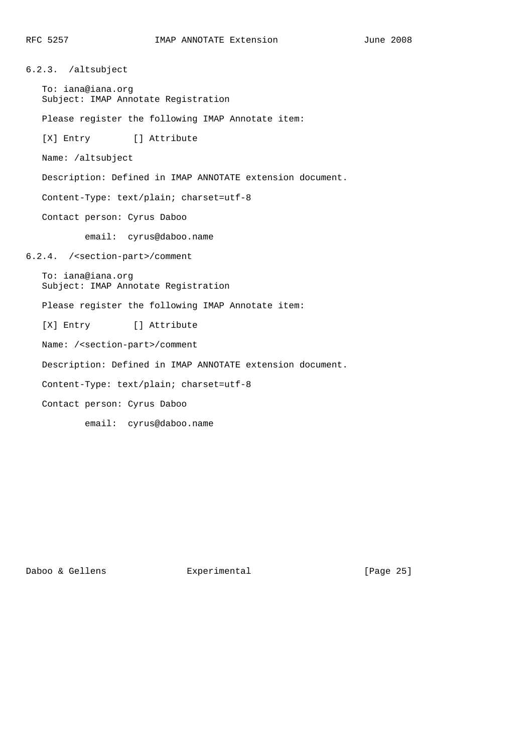### 6.2.3. /altsubject

To: iana@iana.org
Subject: IMAP Annotate Registration

Please register the following IMAP Annotate item:

[X] Entry        [] Attribute

Name: /altsubject

Description: Defined in IMAP ANNOTATE extension document.

Content-Type: text/plain; charset=utf-8

Contact person: Cyrus Daboo

email:  cyrus@daboo.name

### 6.2.4. /<section-part>/comment

To: iana@iana.org
Subject: IMAP Annotate Registration

Please register the following IMAP Annotate item:

[X] Entry        [] Attribute

Name: /<section-part>/comment

Description: Defined in IMAP ANNOTATE extension document.

Content-Type: text/plain; charset=utf-8

Contact person: Cyrus Daboo

email:  cyrus@daboo.name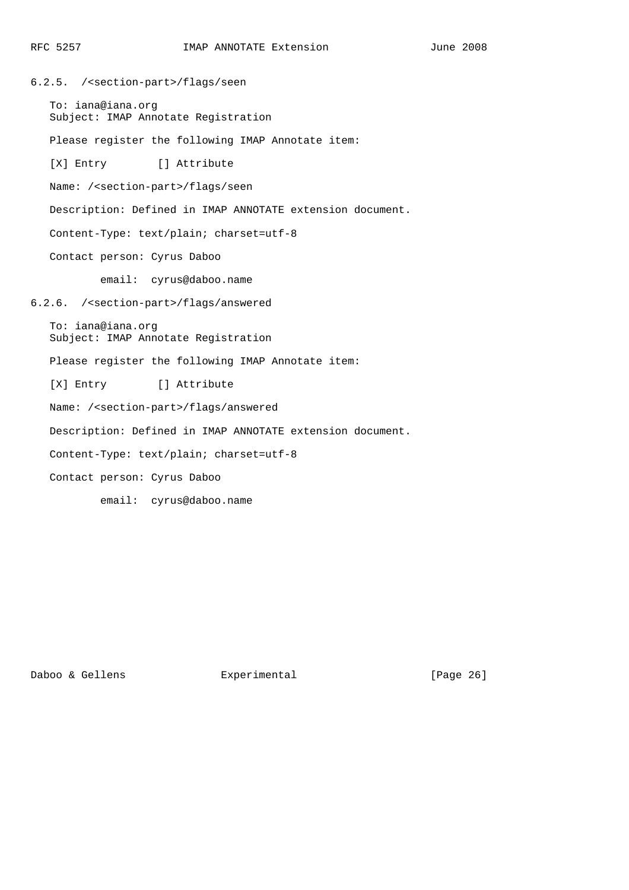#### 6.2.5. /<section-part>/flags/seen

To: iana@iana.org
Subject: IMAP Annotate Registration

Please register the following IMAP Annotate item:

[X] Entry        [] Attribute

Name: /<section-part>/flags/seen

Description: Defined in IMAP ANNOTATE extension document.

Content-Type: text/plain; charset=utf-8

Contact person: Cyrus Daboo

email:  cyrus@daboo.name

#### 6.2.6. /<section-part>/flags/answered

To: iana@iana.org
Subject: IMAP Annotate Registration

Please register the following IMAP Annotate item:

[X] Entry        [] Attribute

Name: /<section-part>/flags/answered

Description: Defined in IMAP ANNOTATE extension document.

Content-Type: text/plain; charset=utf-8

Contact person: Cyrus Daboo

email:  cyrus@daboo.name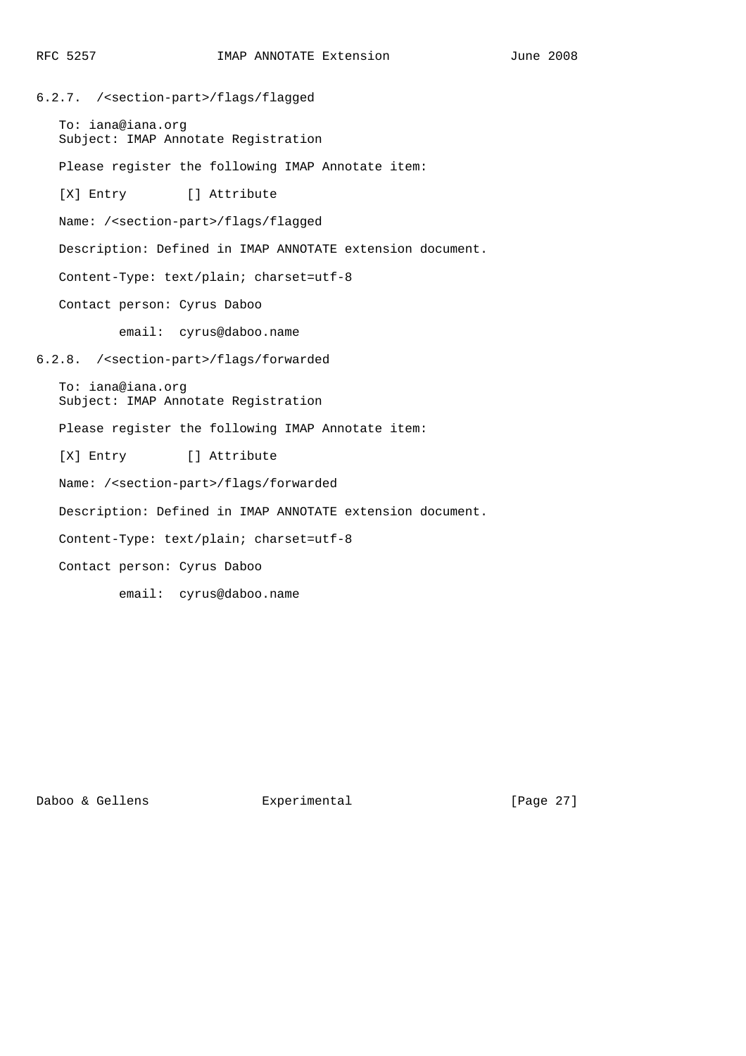### 6.2.7. /<section-part>/flags/flagged

To: iana@iana.org
Subject: IMAP Annotate Registration

Please register the following IMAP Annotate item:

[X] Entry        [] Attribute

Name: /<section-part>/flags/flagged

Description: Defined in IMAP ANNOTATE extension document.

Content-Type: text/plain; charset=utf-8

Contact person: Cyrus Daboo

email:  cyrus@daboo.name

### 6.2.8. /<section-part>/flags/forwarded

To: iana@iana.org
Subject: IMAP Annotate Registration

Please register the following IMAP Annotate item:

[X] Entry        [] Attribute

Name: /<section-part>/flags/forwarded

Description: Defined in IMAP ANNOTATE extension document.

Content-Type: text/plain; charset=utf-8

Contact person: Cyrus Daboo

email:  cyrus@daboo.name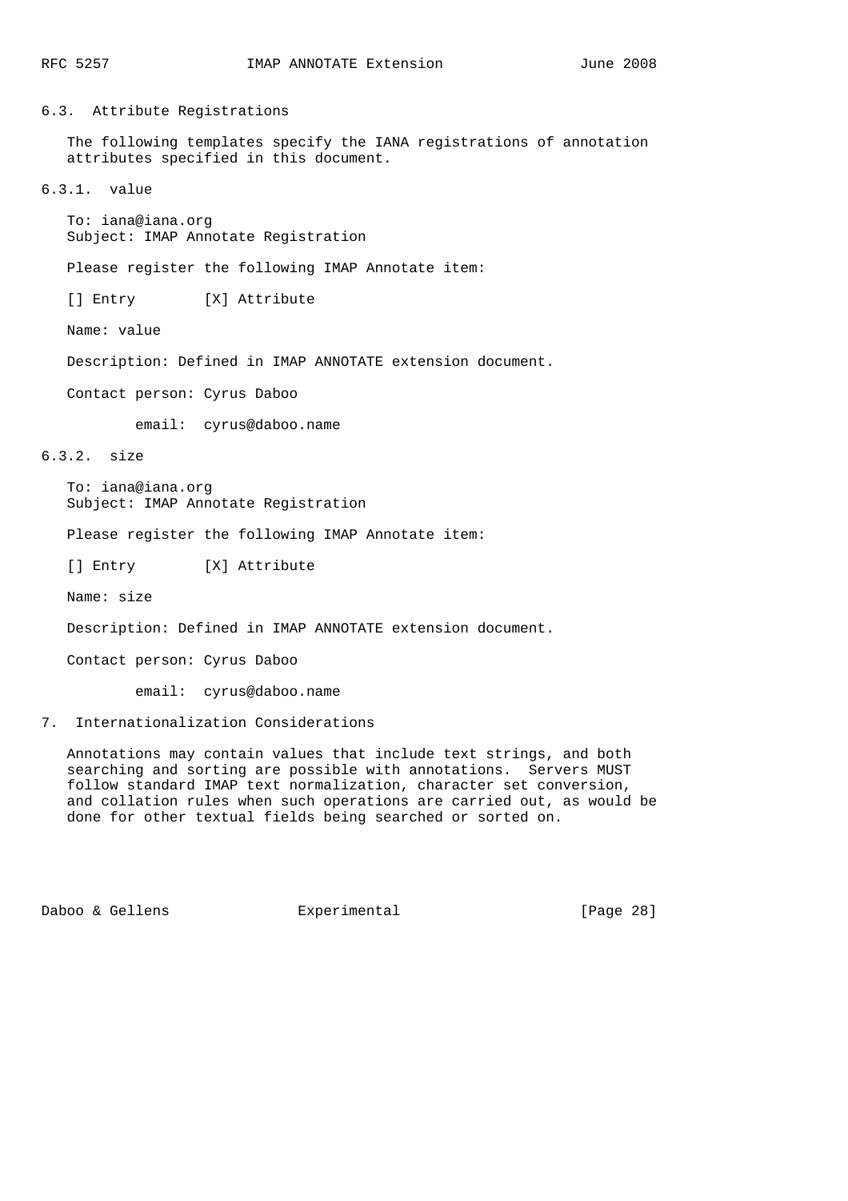### 6.3. Attribute Registrations

The following templates specify the IANA registrations of annotation attributes specified in this document.

#### 6.3.1. value

To: iana@iana.org
Subject: IMAP Annotate Registration

Please register the following IMAP Annotate item:

[] Entry        [X] Attribute

Name: value

Description: Defined in IMAP ANNOTATE extension document.

Contact person: Cyrus Daboo

email: cyrus@daboo.name

#### 6.3.2. size

To: iana@iana.org
Subject: IMAP Annotate Registration

Please register the following IMAP Annotate item:

[] Entry        [X] Attribute

Name: size

Description: Defined in IMAP ANNOTATE extension document.

Contact person: Cyrus Daboo

email: cyrus@daboo.name

## 7. Internationalization Considerations

Annotations may contain values that include text strings, and both searching and sorting are possible with annotations. Servers MUST follow standard IMAP text normalization, character set conversion, and collation rules when such operations are carried out, as would be done for other textual fields being searched or sorted on.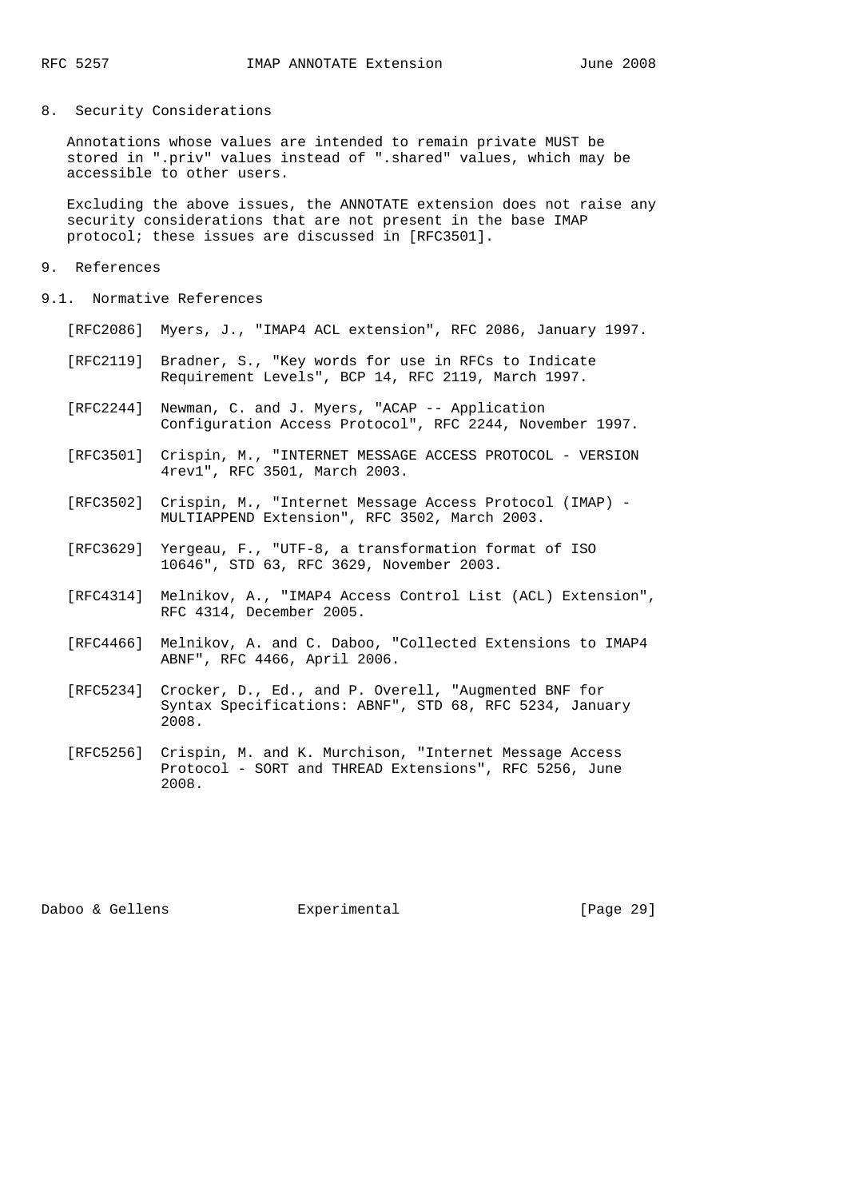## 8. Security Considerations

Annotations whose values are intended to remain private MUST be stored in ".priv" values instead of ".shared" values, which may be accessible to other users.

Excluding the above issues, the ANNOTATE extension does not raise any security considerations that are not present in the base IMAP protocol; these issues are discussed in [RFC3501].

## 9. References

### 9.1. Normative References

[RFC2086] Myers, J., "IMAP4 ACL extension", RFC 2086, January 1997.

[RFC2119] Bradner, S., "Key words for use in RFCs to Indicate Requirement Levels", BCP 14, RFC 2119, March 1997.

[RFC2244] Newman, C. and J. Myers, "ACAP -- Application Configuration Access Protocol", RFC 2244, November 1997.

[RFC3501] Crispin, M., "INTERNET MESSAGE ACCESS PROTOCOL - VERSION 4rev1", RFC 3501, March 2003.

[RFC3502] Crispin, M., "Internet Message Access Protocol (IMAP) - MULTIAPPEND Extension", RFC 3502, March 2003.

[RFC3629] Yergeau, F., "UTF-8, a transformation format of ISO 10646", STD 63, RFC 3629, November 2003.

[RFC4314] Melnikov, A., "IMAP4 Access Control List (ACL) Extension", RFC 4314, December 2005.

[RFC4466] Melnikov, A. and C. Daboo, "Collected Extensions to IMAP4 ABNF", RFC 4466, April 2006.

[RFC5234] Crocker, D., Ed., and P. Overell, "Augmented BNF for Syntax Specifications: ABNF", STD 68, RFC 5234, January 2008.

[RFC5256] Crispin, M. and K. Murchison, "Internet Message Access Protocol - SORT and THREAD Extensions", RFC 5256, June 2008.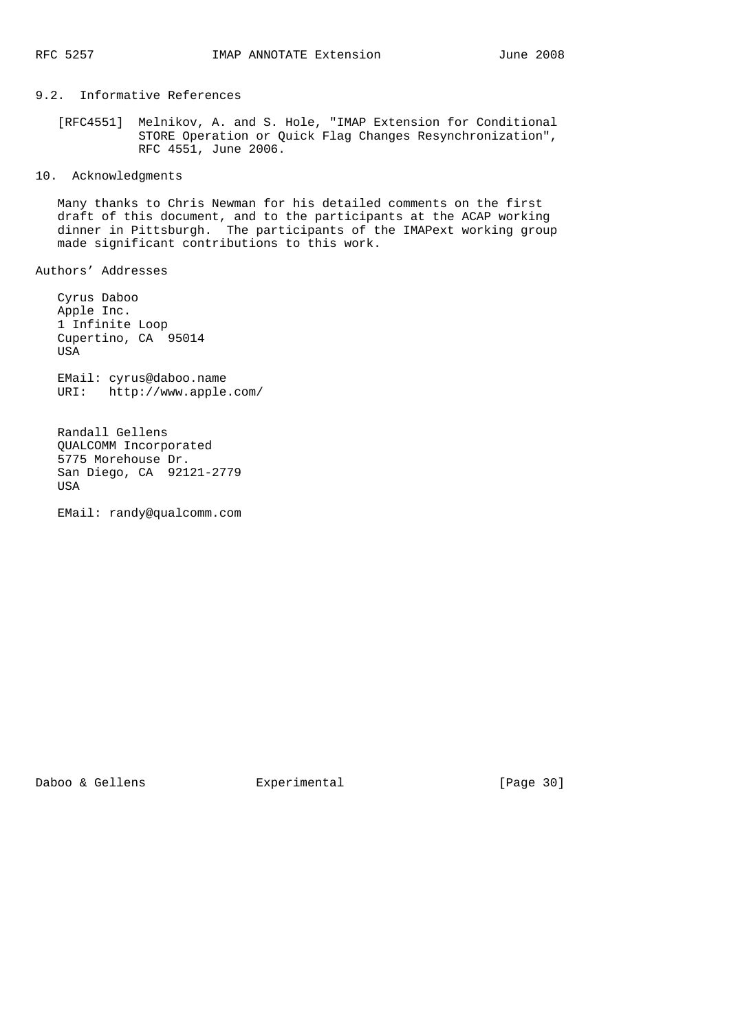## 9.2. Informative References

[RFC4551] Melnikov, A. and S. Hole, "IMAP Extension for Conditional STORE Operation or Quick Flag Changes Resynchronization", RFC 4551, June 2006.

# 10. Acknowledgments

Many thanks to Chris Newman for his detailed comments on the first draft of this document, and to the participants at the ACAP working dinner in Pittsburgh. The participants of the IMAPext working group made significant contributions to this work.

# Authors' Addresses

Cyrus Daboo
Apple Inc.
1 Infinite Loop
Cupertino, CA 95014
USA

EMail: cyrus@daboo.name
URI: http://www.apple.com/

Randall Gellens
QUALCOMM Incorporated
5775 Morehouse Dr.
San Diego, CA 92121-2779
USA

EMail: randy@qualcomm.com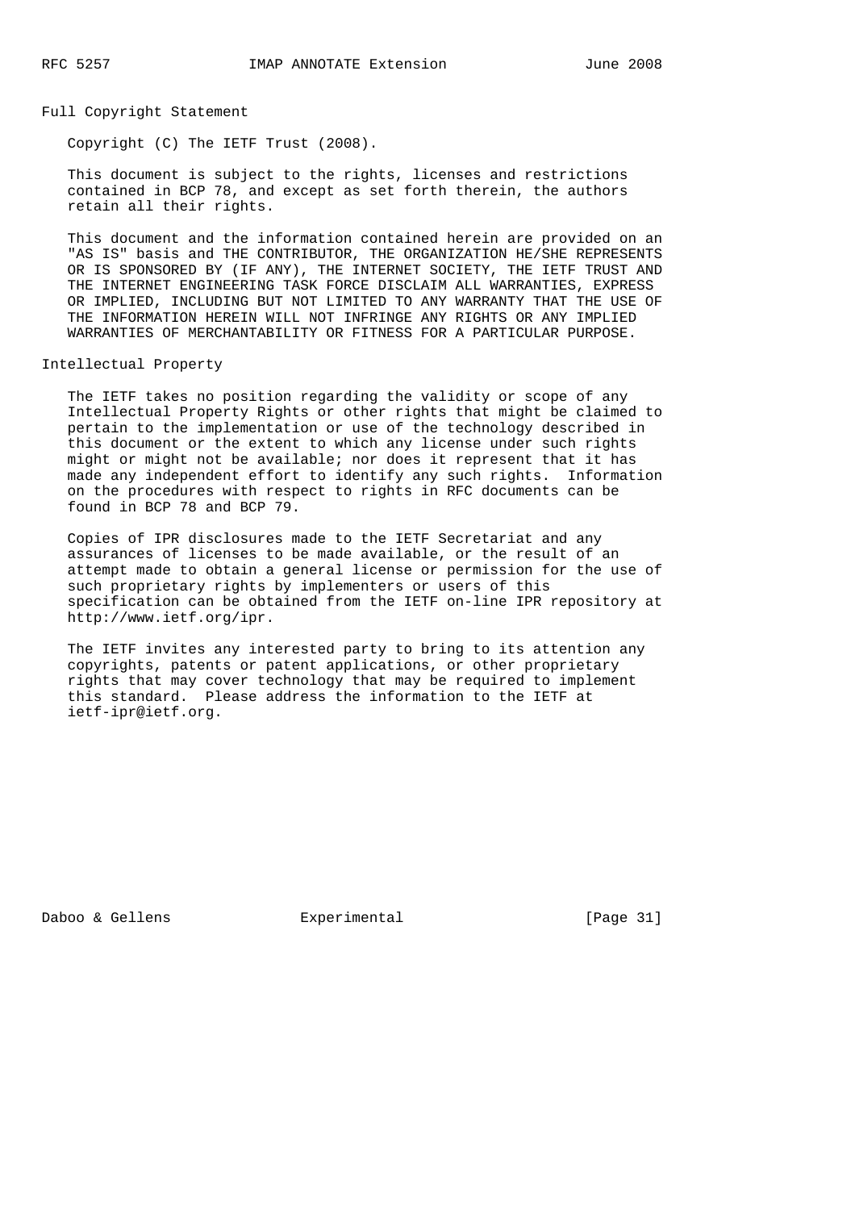## Full Copyright Statement

Copyright (C) The IETF Trust (2008).

This document is subject to the rights, licenses and restrictions contained in BCP 78, and except as set forth therein, the authors retain all their rights.

This document and the information contained herein are provided on an "AS IS" basis and THE CONTRIBUTOR, THE ORGANIZATION HE/SHE REPRESENTS OR IS SPONSORED BY (IF ANY), THE INTERNET SOCIETY, THE IETF TRUST AND THE INTERNET ENGINEERING TASK FORCE DISCLAIM ALL WARRANTIES, EXPRESS OR IMPLIED, INCLUDING BUT NOT LIMITED TO ANY WARRANTY THAT THE USE OF THE INFORMATION HEREIN WILL NOT INFRINGE ANY RIGHTS OR ANY IMPLIED WARRANTIES OF MERCHANTABILITY OR FITNESS FOR A PARTICULAR PURPOSE.

## Intellectual Property

The IETF takes no position regarding the validity or scope of any Intellectual Property Rights or other rights that might be claimed to pertain to the implementation or use of the technology described in this document or the extent to which any license under such rights might or might not be available; nor does it represent that it has made any independent effort to identify any such rights. Information on the procedures with respect to rights in RFC documents can be found in BCP 78 and BCP 79.

Copies of IPR disclosures made to the IETF Secretariat and any assurances of licenses to be made available, or the result of an attempt made to obtain a general license or permission for the use of such proprietary rights by implementers or users of this specification can be obtained from the IETF on-line IPR repository at http://www.ietf.org/ipr.

The IETF invites any interested party to bring to its attention any copyrights, patents or patent applications, or other proprietary rights that may cover technology that may be required to implement this standard. Please address the information to the IETF at ietf-ipr@ietf.org.